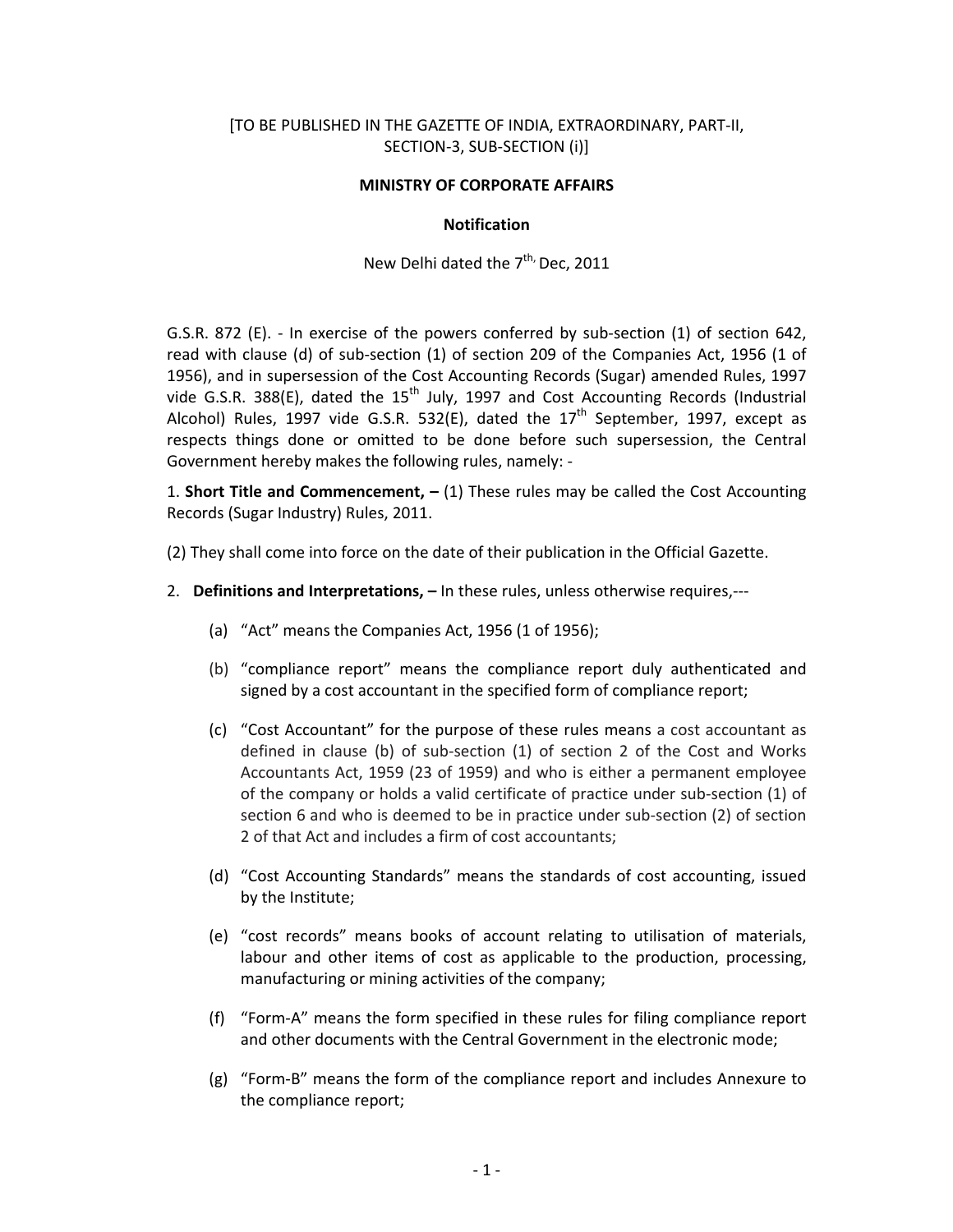[TO BE PUBLISHED IN THE GAZETTE OF INDIA, EXTRAORDINARY, PART-II, SECTION-3, SUB-SECTION (i)]

**MINISTRY OF CORPORATE AFFAIRS**

**Notification**

New Delhi dated the 7th, Dec, 2011

G.S.R. 872 (E). - In exercise of the powers conferred by sub-section (1) of section 642, read with clause (d) of sub-section (1) of section 209 of the Companies Act, 1956 (1 of 1956), and in supersession of the Cost Accounting Records (Sugar) amended Rules, 1997 vide G.S.R. 388(E), dated the 15th July, 1997 and Cost Accounting Records (Industrial Alcohol) Rules, 1997 vide G.S.R. 532(E), dated the 17th September, 1997, except as respects things done or omitted to be done before such supersession, the Central Government hereby makes the following rules, namely: -

1. **Short Title and Commencement, –** (1) These rules may be called the Cost Accounting Records (Sugar Industry) Rules, 2011.

(2) They shall come into force on the date of their publication in the Official Gazette.

2. **Definitions and Interpretations, –** In these rules, unless otherwise requires,---

   (a) "Act" means the Companies Act, 1956 (1 of 1956);

   (b) "compliance report" means the compliance report duly authenticated and signed by a cost accountant in the specified form of compliance report;

   (c) "Cost Accountant" for the purpose of these rules means a cost accountant as defined in clause (b) of sub-section (1) of section 2 of the Cost and Works Accountants Act, 1959 (23 of 1959) and who is either a permanent employee of the company or holds a valid certificate of practice under sub-section (1) of section 6 and who is deemed to be in practice under sub-section (2) of section 2 of that Act and includes a firm of cost accountants;

   (d) "Cost Accounting Standards" means the standards of cost accounting, issued by the Institute;

   (e) "cost records" means books of account relating to utilisation of materials, labour and other items of cost as applicable to the production, processing, manufacturing or mining activities of the company;

   (f) "Form-A" means the form specified in these rules for filing compliance report and other documents with the Central Government in the electronic mode;

   (g) "Form-B" means the form of the compliance report and includes Annexure to the compliance report;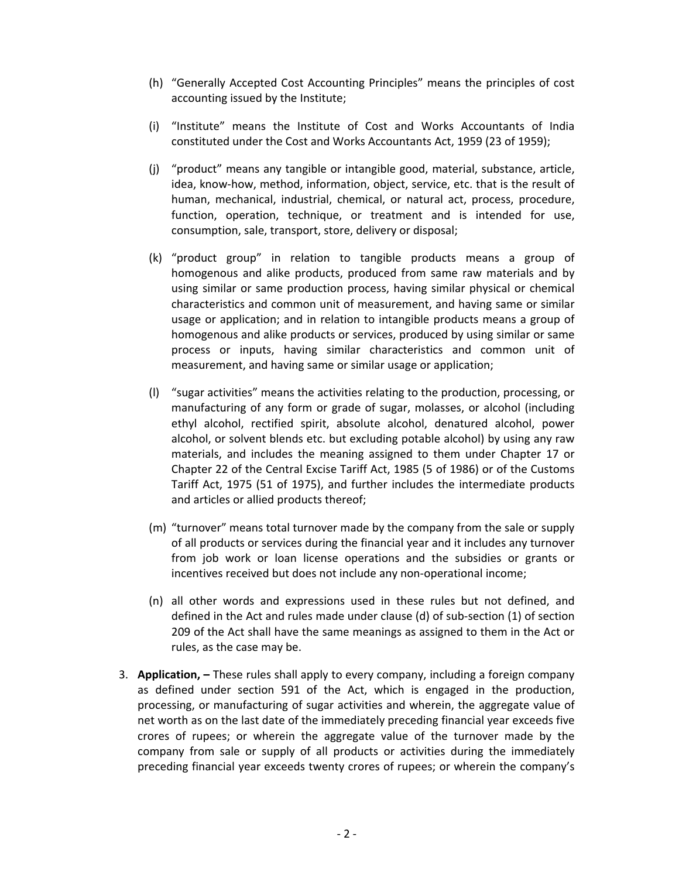(h) "Generally Accepted Cost Accounting Principles" means the principles of cost accounting issued by the Institute;

(i) "Institute" means the Institute of Cost and Works Accountants of India constituted under the Cost and Works Accountants Act, 1959 (23 of 1959);

(j) "product" means any tangible or intangible good, material, substance, article, idea, know-how, method, information, object, service, etc. that is the result of human, mechanical, industrial, chemical, or natural act, process, procedure, function, operation, technique, or treatment and is intended for use, consumption, sale, transport, store, delivery or disposal;

(k) "product group" in relation to tangible products means a group of homogenous and alike products, produced from same raw materials and by using similar or same production process, having similar physical or chemical characteristics and common unit of measurement, and having same or similar usage or application; and in relation to intangible products means a group of homogenous and alike products or services, produced by using similar or same process or inputs, having similar characteristics and common unit of measurement, and having same or similar usage or application;

(l) "sugar activities" means the activities relating to the production, processing, or manufacturing of any form or grade of sugar, molasses, or alcohol (including ethyl alcohol, rectified spirit, absolute alcohol, denatured alcohol, power alcohol, or solvent blends etc. but excluding potable alcohol) by using any raw materials, and includes the meaning assigned to them under Chapter 17 or Chapter 22 of the Central Excise Tariff Act, 1985 (5 of 1986) or of the Customs Tariff Act, 1975 (51 of 1975), and further includes the intermediate products and articles or allied products thereof;

(m) "turnover" means total turnover made by the company from the sale or supply of all products or services during the financial year and it includes any turnover from job work or loan license operations and the subsidies or grants or incentives received but does not include any non-operational income;

(n) all other words and expressions used in these rules but not defined, and defined in the Act and rules made under clause (d) of sub-section (1) of section 209 of the Act shall have the same meanings as assigned to them in the Act or rules, as the case may be.

3. **Application, –** These rules shall apply to every company, including a foreign company as defined under section 591 of the Act, which is engaged in the production, processing, or manufacturing of sugar activities and wherein, the aggregate value of net worth as on the last date of the immediately preceding financial year exceeds five crores of rupees; or wherein the aggregate value of the turnover made by the company from sale or supply of all products or activities during the immediately preceding financial year exceeds twenty crores of rupees; or wherein the company's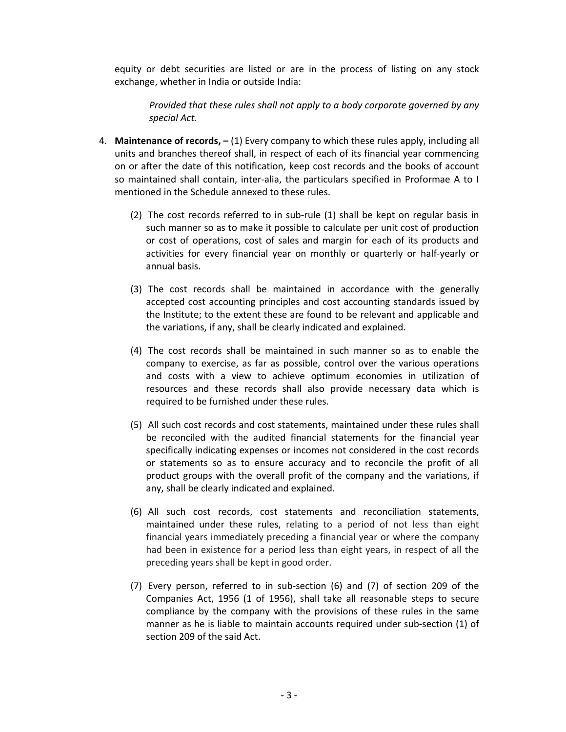equity or debt securities are listed or are in the process of listing on any stock exchange, whether in India or outside India:

> *Provided that these rules shall not apply to a body corporate governed by any special Act.*

4. **Maintenance of records, –** (1) Every company to which these rules apply, including all units and branches thereof shall, in respect of each of its financial year commencing on or after the date of this notification, keep cost records and the books of account so maintained shall contain, inter-alia, the particulars specified in Proformae A to I mentioned in the Schedule annexed to these rules.

   (2) The cost records referred to in sub-rule (1) shall be kept on regular basis in such manner so as to make it possible to calculate per unit cost of production or cost of operations, cost of sales and margin for each of its products and activities for every financial year on monthly or quarterly or half-yearly or annual basis.

   (3) The cost records shall be maintained in accordance with the generally accepted cost accounting principles and cost accounting standards issued by the Institute; to the extent these are found to be relevant and applicable and the variations, if any, shall be clearly indicated and explained.

   (4) The cost records shall be maintained in such manner so as to enable the company to exercise, as far as possible, control over the various operations and costs with a view to achieve optimum economies in utilization of resources and these records shall also provide necessary data which is required to be furnished under these rules.

   (5) All such cost records and cost statements, maintained under these rules shall be reconciled with the audited financial statements for the financial year specifically indicating expenses or incomes not considered in the cost records or statements so as to ensure accuracy and to reconcile the profit of all product groups with the overall profit of the company and the variations, if any, shall be clearly indicated and explained.

   (6) All such cost records, cost statements and reconciliation statements, maintained under these rules, relating to a period of not less than eight financial years immediately preceding a financial year or where the company had been in existence for a period less than eight years, in respect of all the preceding years shall be kept in good order.

   (7) Every person, referred to in sub-section (6) and (7) of section 209 of the Companies Act, 1956 (1 of 1956), shall take all reasonable steps to secure compliance by the company with the provisions of these rules in the same manner as he is liable to maintain accounts required under sub-section (1) of section 209 of the said Act.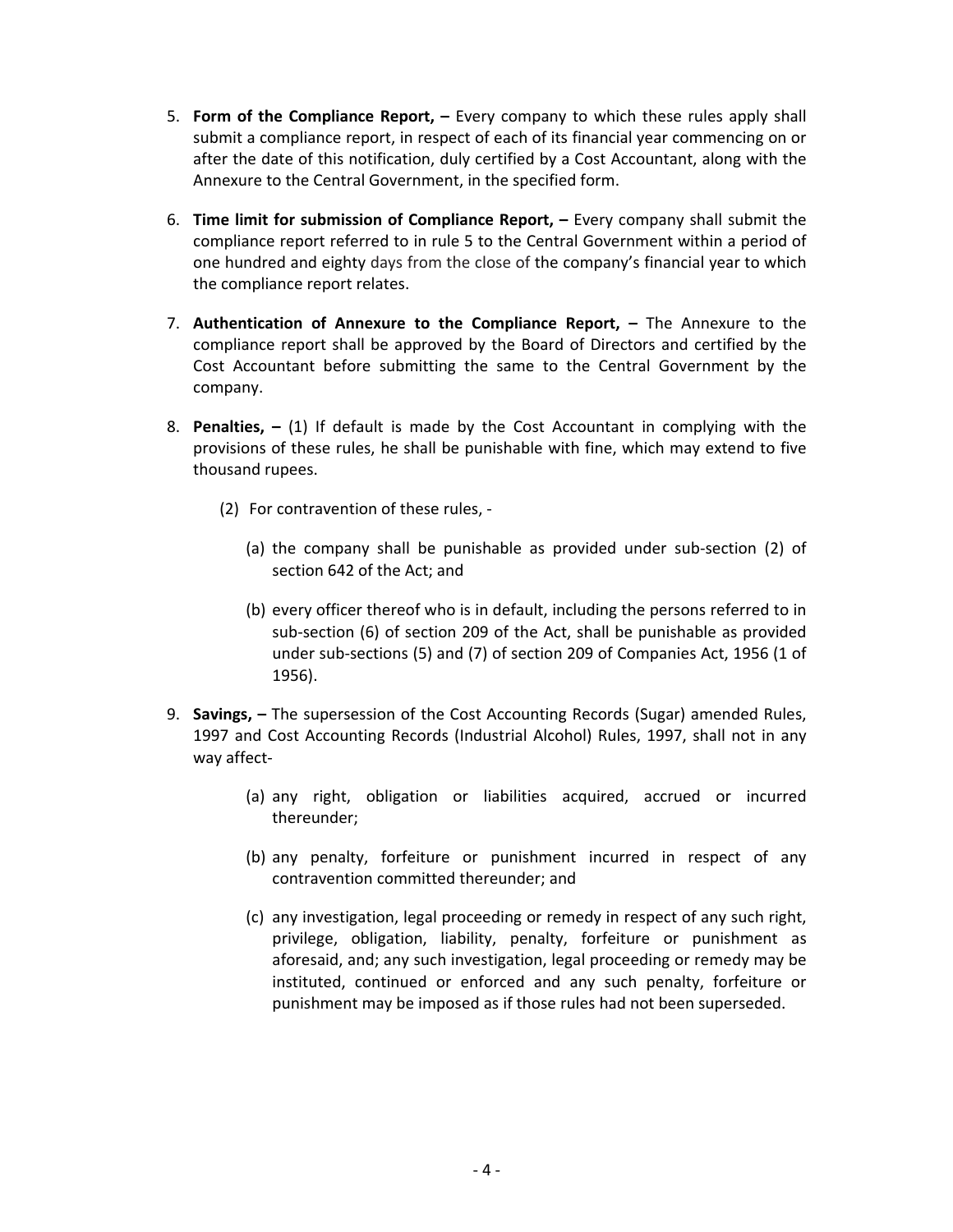5. **Form of the Compliance Report, –** Every company to which these rules apply shall submit a compliance report, in respect of each of its financial year commencing on or after the date of this notification, duly certified by a Cost Accountant, along with the Annexure to the Central Government, in the specified form.

6. **Time limit for submission of Compliance Report, –** Every company shall submit the compliance report referred to in rule 5 to the Central Government within a period of one hundred and eighty days from the close of the company's financial year to which the compliance report relates.

7. **Authentication of Annexure to the Compliance Report, –** The Annexure to the compliance report shall be approved by the Board of Directors and certified by the Cost Accountant before submitting the same to the Central Government by the company.

8. **Penalties, –** (1) If default is made by the Cost Accountant in complying with the provisions of these rules, he shall be punishable with fine, which may extend to five thousand rupees.

   (2) For contravention of these rules, -

   (a) the company shall be punishable as provided under sub-section (2) of section 642 of the Act; and

   (b) every officer thereof who is in default, including the persons referred to in sub-section (6) of section 209 of the Act, shall be punishable as provided under sub-sections (5) and (7) of section 209 of Companies Act, 1956 (1 of 1956).

9. **Savings, –** The supersession of the Cost Accounting Records (Sugar) amended Rules, 1997 and Cost Accounting Records (Industrial Alcohol) Rules, 1997, shall not in any way affect-

   (a) any right, obligation or liabilities acquired, accrued or incurred thereunder;

   (b) any penalty, forfeiture or punishment incurred in respect of any contravention committed thereunder; and

   (c) any investigation, legal proceeding or remedy in respect of any such right, privilege, obligation, liability, penalty, forfeiture or punishment as aforesaid, and; any such investigation, legal proceeding or remedy may be instituted, continued or enforced and any such penalty, forfeiture or punishment may be imposed as if those rules had not been superseded.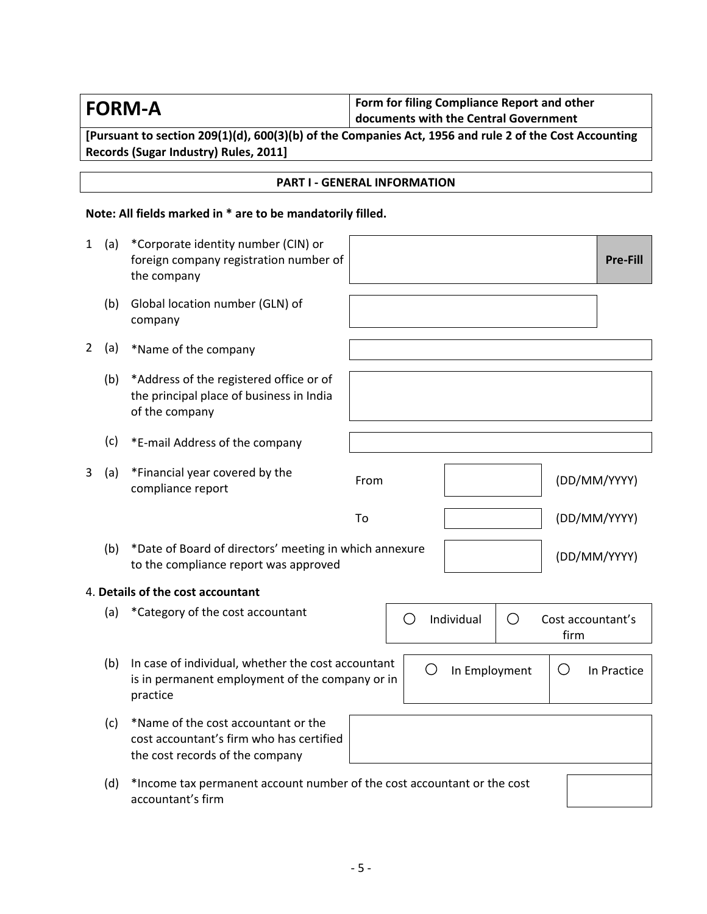# FORM-A

**Form for filing Compliance Report and other documents with the Central Government**

**[Pursuant to section 209(1)(d), 600(3)(b) of the Companies Act, 1956 and rule 2 of the Cost Accounting Records (Sugar Industry) Rules, 2011]**

## PART I - GENERAL INFORMATION

**Note: All fields marked in * are to be mandatorily filled.**

1 (a) *Corporate identity number (CIN) or foreign company registration number of the company | | **Pre-Fill**

(b) Global location number (GLN) of company

2 (a) *Name of the company

(b) *Address of the registered office or of the principal place of business in India of the company

(c) *E-mail Address of the company

3 (a) *Financial year covered by the compliance report

From (DD/MM/YYYY)

To (DD/MM/YYYY)

(b) *Date of Board of directors' meeting in which annexure to the compliance report was approved (DD/MM/YYYY)

4. **Details of the cost accountant**

(a) *Category of the cost accountant ○ Individual ○ Cost accountant's firm

(b) In case of individual, whether the cost accountant is in permanent employment of the company or in practice ○ In Employment ○ In Practice

(c) *Name of the cost accountant or the cost accountant's firm who has certified the cost records of the company

(d) *Income tax permanent account number of the cost accountant or the cost accountant's firm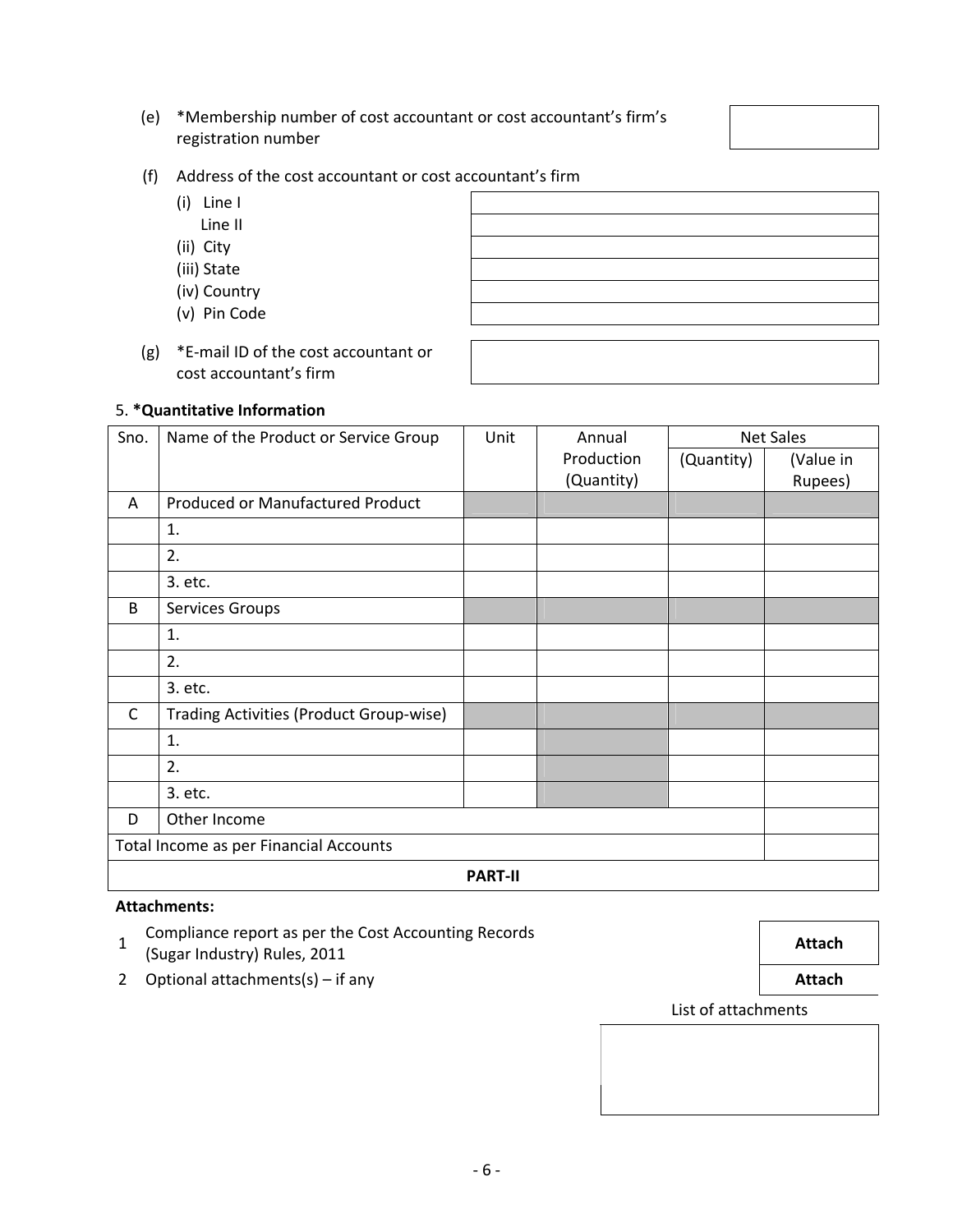(e) *Membership number of cost accountant or cost accountant's firm's registration number

(f) Address of the cost accountant or cost accountant's firm

- (i) Line I
  Line II
- (ii) City
- (iii) State
- (iv) Country
- (v) Pin Code

(g) *E-mail ID of the cost accountant or cost accountant's firm

5. **\*Quantitative Information**

| Sno. | Name of the Product or Service Group | Unit | Annual Production (Quantity) | Net Sales | |
|---|---|---|---|---|---|
| | | | | (Quantity) | (Value in Rupees) |
| A | Produced or Manufactured Product | | | | |
| | 1. | | | | |
| | 2. | | | | |
| | 3. etc. | | | | |
| B | Services Groups | | | | |
| | 1. | | | | |
| | 2. | | | | |
| | 3. etc. | | | | |
| C | Trading Activities (Product Group-wise) | | | | |
| | 1. | | | | |
| | 2. | | | | |
| | 3. etc. | | | | |
| D | Other Income | | | | |
| Total Income as per Financial Accounts | | | | | |

**PART-II**

**Attachments:**

1. Compliance report as per the Cost Accounting Records (Sugar Industry) Rules, 2011 — **Attach**
2. Optional attachments(s) – if any — **Attach**

List of attachments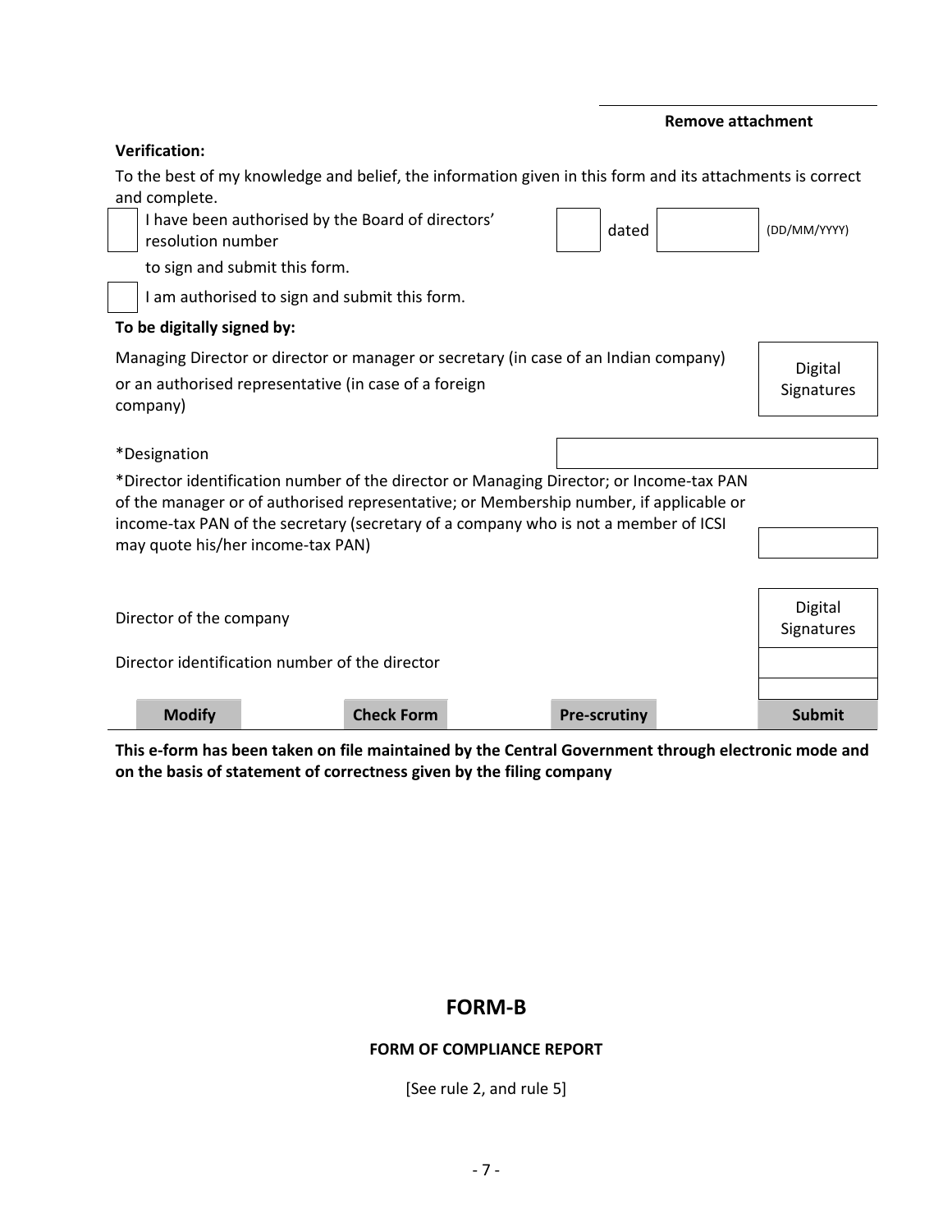**Remove attachment**

**Verification:**

To the best of my knowledge and belief, the information given in this form and its attachments is correct and complete.

☐ I have been authorised by the Board of directors' resolution number ☐ dated ☐ (DD/MM/YYYY) to sign and submit this form.

☐ I am authorised to sign and submit this form.

**To be digitally signed by:**

Managing Director or director or manager or secretary (in case of an Indian company) or an authorised representative (in case of a foreign company) — Digital Signatures

*Designation

*Director identification number of the director or Managing Director; or Income-tax PAN of the manager or of authorised representative; or Membership number, if applicable or income-tax PAN of the secretary (secretary of a company who is not a member of ICSI may quote his/her income-tax PAN)

Director of the company — Digital Signatures

Director identification number of the director

| Modify | Check Form | Pre-scrutiny | Submit |
|---|---|---|---|

**This e-form has been taken on file maintained by the Central Government through electronic mode and on the basis of statement of correctness given by the filing company**

## FORM-B

**FORM OF COMPLIANCE REPORT**

[See rule 2, and rule 5]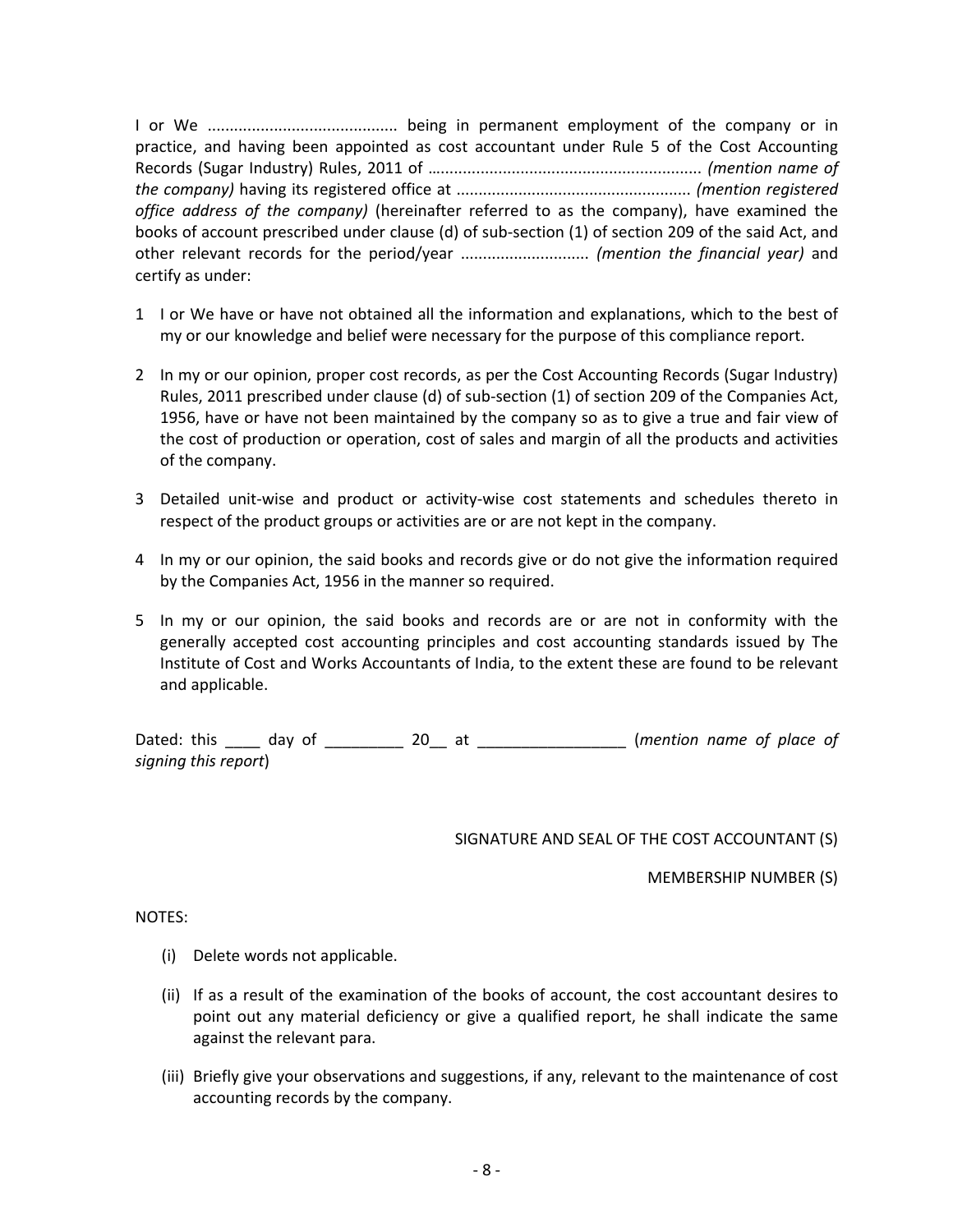I or We .......................................... being in permanent employment of the company or in practice, and having been appointed as cost accountant under Rule 5 of the Cost Accounting Records (Sugar Industry) Rules, 2011 of …………………………………………………….. *(mention name of the company)* having its registered office at ..................................................... *(mention registered office address of the company)* (hereinafter referred to as the company), have examined the books of account prescribed under clause (d) of sub-section (1) of section 209 of the said Act, and other relevant records for the period/year ............................ *(mention the financial year)* and certify as under:

1. I or We have or have not obtained all the information and explanations, which to the best of my or our knowledge and belief were necessary for the purpose of this compliance report.

2. In my or our opinion, proper cost records, as per the Cost Accounting Records (Sugar Industry) Rules, 2011 prescribed under clause (d) of sub-section (1) of section 209 of the Companies Act, 1956, have or have not been maintained by the company so as to give a true and fair view of the cost of production or operation, cost of sales and margin of all the products and activities of the company.

3. Detailed unit-wise and product or activity-wise cost statements and schedules thereto in respect of the product groups or activities are or are not kept in the company.

4. In my or our opinion, the said books and records give or do not give the information required by the Companies Act, 1956 in the manner so required.

5. In my or our opinion, the said books and records are or are not in conformity with the generally accepted cost accounting principles and cost accounting standards issued by The Institute of Cost and Works Accountants of India, to the extent these are found to be relevant and applicable.

Dated: this ____ day of _________ 20__ at _________________ (*mention name of place of signing this report*)

SIGNATURE AND SEAL OF THE COST ACCOUNTANT (S)

MEMBERSHIP NUMBER (S)

NOTES:

(i) Delete words not applicable.

(ii) If as a result of the examination of the books of account, the cost accountant desires to point out any material deficiency or give a qualified report, he shall indicate the same against the relevant para.

(iii) Briefly give your observations and suggestions, if any, relevant to the maintenance of cost accounting records by the company.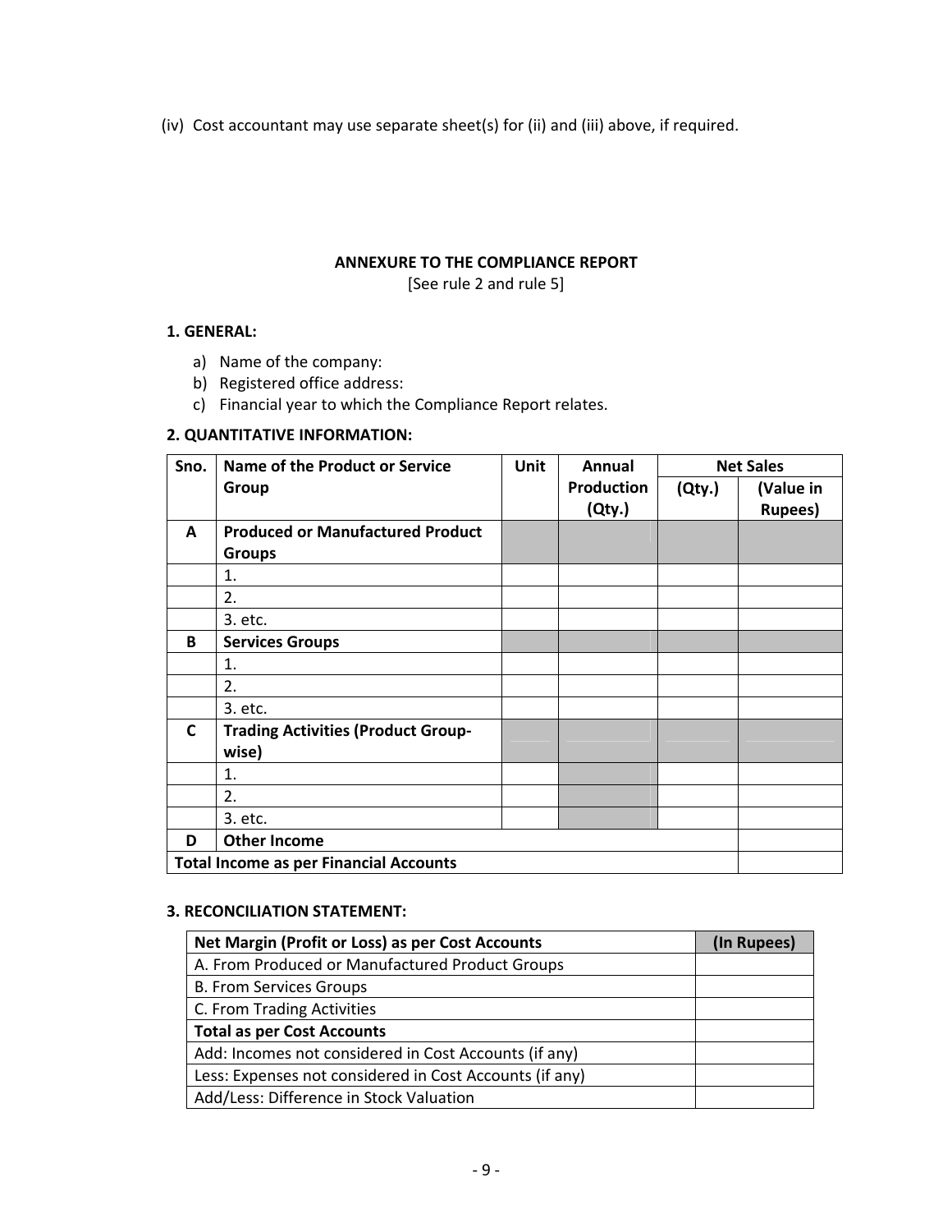(iv) Cost accountant may use separate sheet(s) for (ii) and (iii) above, if required.

**ANNEXURE TO THE COMPLIANCE REPORT**

[See rule 2 and rule 5]

**1. GENERAL:**

a) Name of the company:
b) Registered office address:
c) Financial year to which the Compliance Report relates.

**2. QUANTITATIVE INFORMATION:**

| Sno. | Name of the Product or Service Group | Unit | Annual Production (Qty.) | Net Sales | |
|---|---|---|---|---|---|
| | | | | (Qty.) | (Value in Rupees) |
| **A** | **Produced or Manufactured Product Groups** | | | | |
| | 1. | | | | |
| | 2. | | | | |
| | 3. etc. | | | | |
| **B** | **Services Groups** | | | | |
| | 1. | | | | |
| | 2. | | | | |
| | 3. etc. | | | | |
| **C** | **Trading Activities (Product Group-wise)** | | | | |
| | 1. | | | | |
| | 2. | | | | |
| | 3. etc. | | | | |
| **D** | **Other Income** | | | | |
| **Total Income as per Financial Accounts** | | | | | |

**3. RECONCILIATION STATEMENT:**

| **Net Margin (Profit or Loss) as per Cost Accounts** | **(In Rupees)** |
|---|---|
| A. From Produced or Manufactured Product Groups | |
| B. From Services Groups | |
| C. From Trading Activities | |
| **Total as per Cost Accounts** | |
| Add: Incomes not considered in Cost Accounts (if any) | |
| Less: Expenses not considered in Cost Accounts (if any) | |
| Add/Less: Difference in Stock Valuation | |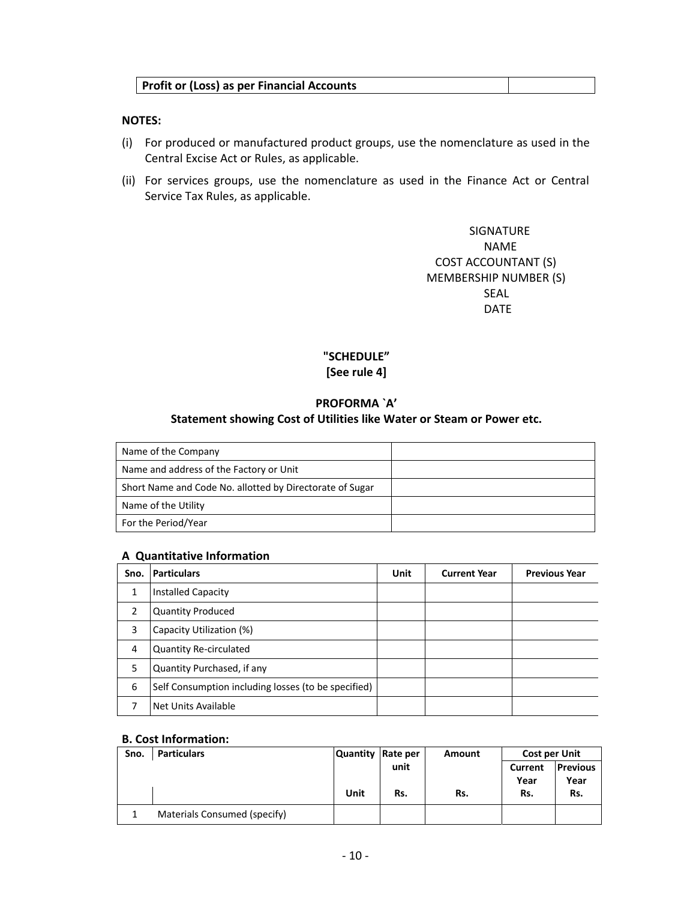| **Profit or (Loss) as per Financial Accounts** | |
|---|---|

**NOTES:**

(i) For produced or manufactured product groups, use the nomenclature as used in the Central Excise Act or Rules, as applicable.

(ii) For services groups, use the nomenclature as used in the Finance Act or Central Service Tax Rules, as applicable.

SIGNATURE
NAME
COST ACCOUNTANT (S)
MEMBERSHIP NUMBER (S)
SEAL
DATE

**"SCHEDULE"**
**[See rule 4]**

**PROFORMA `A'**
**Statement showing Cost of Utilities like Water or Steam or Power etc.**

| Name of the Company | |
|---|---|
| Name and address of the Factory or Unit | |
| Short Name and Code No. allotted by Directorate of Sugar | |
| Name of the Utility | |
| For the Period/Year | |

**A Quantitative Information**

| Sno. | Particulars | Unit | Current Year | Previous Year |
|---|---|---|---|---|
| 1 | Installed Capacity | | | |
| 2 | Quantity Produced | | | |
| 3 | Capacity Utilization (%) | | | |
| 4 | Quantity Re-circulated | | | |
| 5 | Quantity Purchased, if any | | | |
| 6 | Self Consumption including losses (to be specified) | | | |
| 7 | Net Units Available | | | |

**B. Cost Information:**

| Sno. | Particulars | Quantity | Rate per unit | Amount | Cost per Unit | |
|---|---|---|---|---|---|---|
| | | | | | Current Year | Previous Year |
| | | Unit | Rs. | Rs. | Rs. | Rs. |
| 1 | Materials Consumed (specify) | | | | | |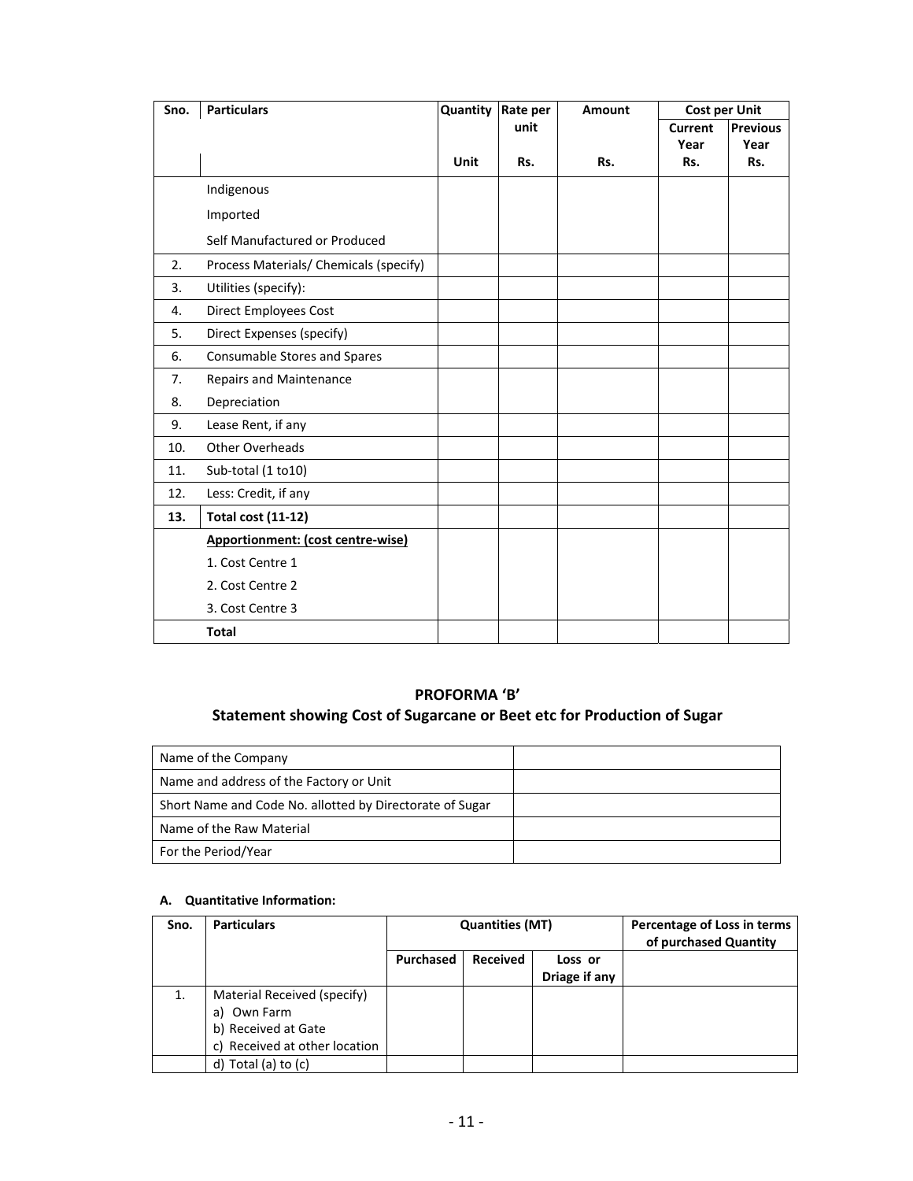| Sno. | Particulars | Quantity | Rate per unit | Amount | Cost per Unit | |
|---|---|---|---|---|---|---|
| | | | | | Current Year | Previous Year |
| | | Unit | Rs. | Rs. | Rs. | Rs. |
| | Indigenous | | | | | |
| | Imported | | | | | |
| | Self Manufactured or Produced | | | | | |
| 2. | Process Materials/ Chemicals (specify) | | | | | |
| 3. | Utilities (specify): | | | | | |
| 4. | Direct Employees Cost | | | | | |
| 5. | Direct Expenses (specify) | | | | | |
| 6. | Consumable Stores and Spares | | | | | |
| 7. | Repairs and Maintenance | | | | | |
| 8. | Depreciation | | | | | |
| 9. | Lease Rent, if any | | | | | |
| 10. | Other Overheads | | | | | |
| 11. | Sub-total (1 to10) | | | | | |
| 12. | Less: Credit, if any | | | | | |
| **13.** | **Total cost (11-12)** | | | | | |
| | **Apportionment: (cost centre-wise)** | | | | | |
| | 1. Cost Centre 1 | | | | | |
| | 2. Cost Centre 2 | | | | | |
| | 3. Cost Centre 3 | | | | | |
| | **Total** | | | | | |

## PROFORMA 'B'

## Statement showing Cost of Sugarcane or Beet etc for Production of Sugar

| | |
|---|---|
| Name of the Company | |
| Name and address of the Factory or Unit | |
| Short Name and Code No. allotted by Directorate of Sugar | |
| Name of the Raw Material | |
| For the Period/Year | |

**A. Quantitative Information:**

| Sno. | Particulars | Quantities (MT) | | | Percentage of Loss in terms of purchased Quantity |
|---|---|---|---|---|---|
| | | Purchased | Received | Loss or Driage if any | |
| 1. | Material Received (specify)<br>a) Own Farm<br>b) Received at Gate<br>c) Received at other location | | | | |
| | d) Total (a) to (c) | | | | |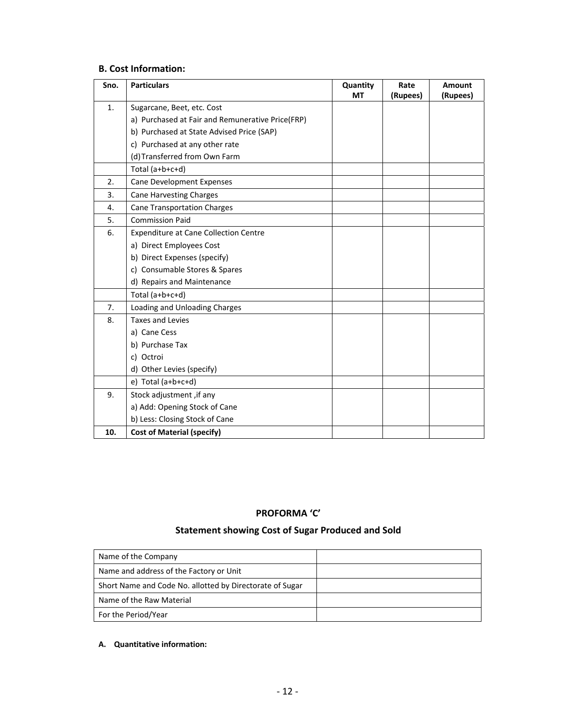## B. Cost Information:

| Sno. | Particulars | Quantity MT | Rate (Rupees) | Amount (Rupees) |
|---|---|---|---|---|
| 1. | Sugarcane, Beet, etc. Cost | | | |
| | a) Purchased at Fair and Remunerative Price(FRP) | | | |
| | b) Purchased at State Advised Price (SAP) | | | |
| | c) Purchased at any other rate | | | |
| | (d) Transferred from Own Farm | | | |
| | Total (a+b+c+d) | | | |
| 2. | Cane Development Expenses | | | |
| 3. | Cane Harvesting Charges | | | |
| 4. | Cane Transportation Charges | | | |
| 5. | Commission Paid | | | |
| 6. | Expenditure at Cane Collection Centre | | | |
| | a) Direct Employees Cost | | | |
| | b) Direct Expenses (specify) | | | |
| | c) Consumable Stores & Spares | | | |
| | d) Repairs and Maintenance | | | |
| | Total (a+b+c+d) | | | |
| 7. | Loading and Unloading Charges | | | |
| 8. | Taxes and Levies | | | |
| | a) Cane Cess | | | |
| | b) Purchase Tax | | | |
| | c) Octroi | | | |
| | d) Other Levies (specify) | | | |
| | e) Total (a+b+c+d) | | | |
| 9. | Stock adjustment ,if any | | | |
| | a) Add: Opening Stock of Cane | | | |
| | b) Less: Closing Stock of Cane | | | |
| **10.** | **Cost of Material (specify)** | | | |

## PROFORMA 'C'

## Statement showing Cost of Sugar Produced and Sold

| | |
|---|---|
| Name of the Company | |
| Name and address of the Factory or Unit | |
| Short Name and Code No. allotted by Directorate of Sugar | |
| Name of the Raw Material | |
| For the Period/Year | |

**A. Quantitative information:**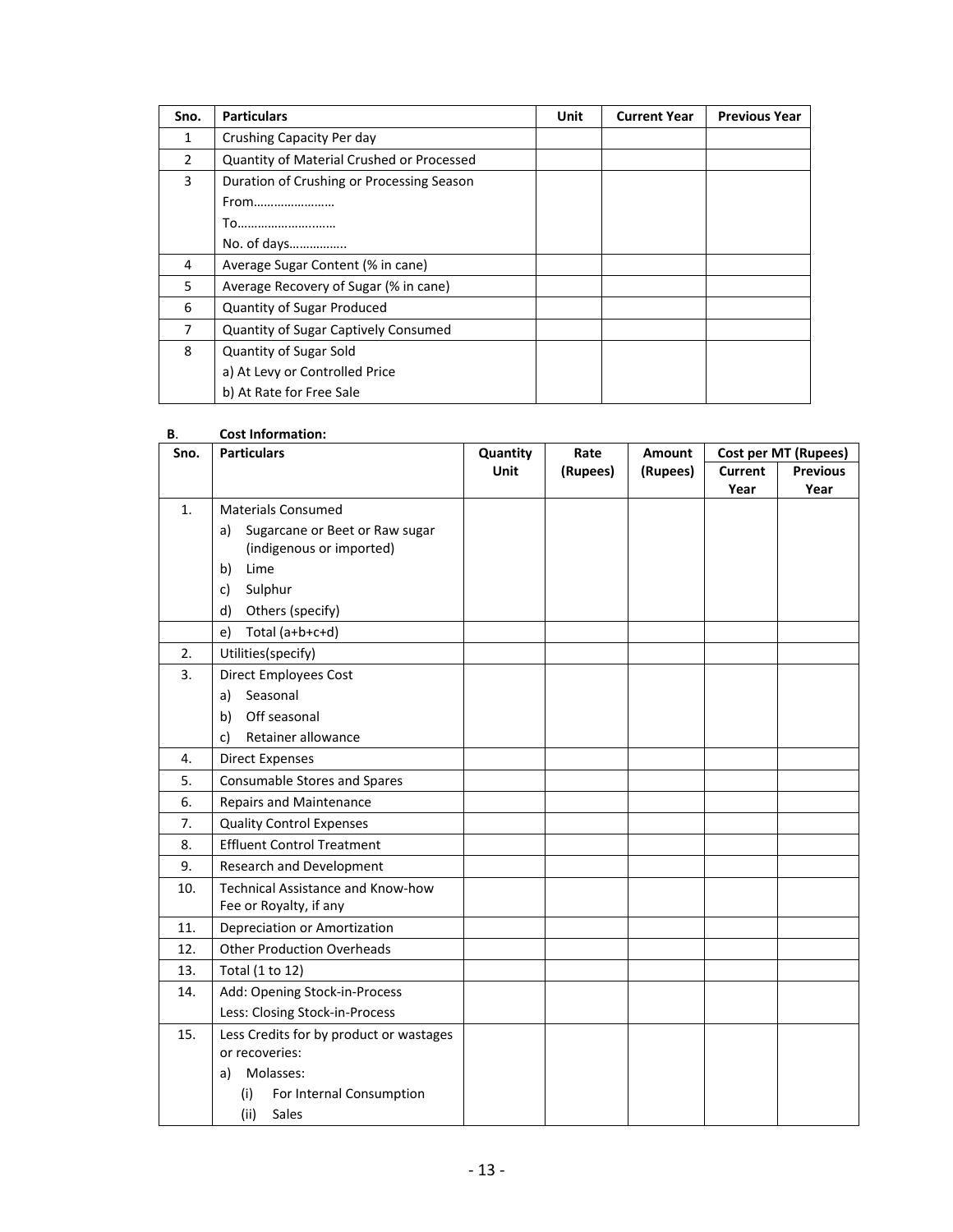| Sno. | Particulars | Unit | Current Year | Previous Year |
|---|---|---|---|---|
| 1 | Crushing Capacity Per day | | | |
| 2 | Quantity of Material Crushed or Processed | | | |
| 3 | Duration of Crushing or Processing Season<br>From……………………<br>To…………………..……<br>No. of days…………….. | | | |
| 4 | Average Sugar Content (% in cane) | | | |
| 5 | Average Recovery of Sugar (% in cane) | | | |
| 6 | Quantity of Sugar Produced | | | |
| 7 | Quantity of Sugar Captively Consumed | | | |
| 8 | Quantity of Sugar Sold<br>a) At Levy or Controlled Price<br>b) At Rate for Free Sale | | | |

**B. Cost Information:**

| Sno. | Particulars | Quantity Unit | Rate (Rupees) | Amount (Rupees) | Cost per MT (Rupees) | |
|---|---|---|---|---|---|---|
| | | | | | Current Year | Previous Year |
| 1. | Materials Consumed<br>a) Sugarcane or Beet or Raw sugar (indigenous or imported)<br>b) Lime<br>c) Sulphur<br>d) Others (specify) | | | | | |
| | e) Total (a+b+c+d) | | | | | |
| 2. | Utilities(specify) | | | | | |
| 3. | Direct Employees Cost<br>a) Seasonal<br>b) Off seasonal<br>c) Retainer allowance | | | | | |
| 4. | Direct Expenses | | | | | |
| 5. | Consumable Stores and Spares | | | | | |
| 6. | Repairs and Maintenance | | | | | |
| 7. | Quality Control Expenses | | | | | |
| 8. | Effluent Control Treatment | | | | | |
| 9. | Research and Development | | | | | |
| 10. | Technical Assistance and Know-how Fee or Royalty, if any | | | | | |
| 11. | Depreciation or Amortization | | | | | |
| 12. | Other Production Overheads | | | | | |
| 13. | Total (1 to 12) | | | | | |
| 14. | Add: Opening Stock-in-Process<br>Less: Closing Stock-in-Process | | | | | |
| 15. | Less Credits for by product or wastages or recoveries:<br>a) Molasses:<br>(i) For Internal Consumption<br>(ii) Sales | | | | | |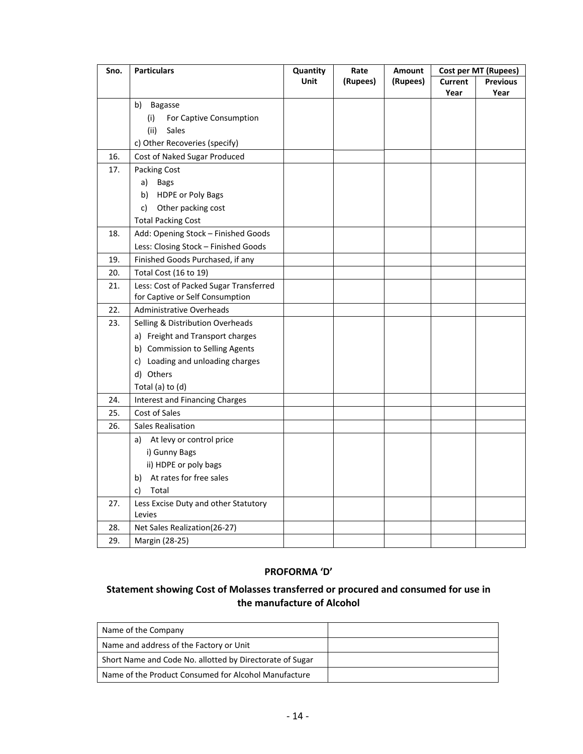| Sno. | Particulars | Quantity Unit | Rate (Rupees) | Amount (Rupees) | Cost per MT (Rupees) | |
|---|---|---|---|---|---|---|
| | | | | | Current Year | Previous Year |
| | b) Bagasse<br>(i) For Captive Consumption<br>(ii) Sales<br>c) Other Recoveries (specify) | | | | | |
| 16. | Cost of Naked Sugar Produced | | | | | |
| 17. | Packing Cost<br>a) Bags<br>b) HDPE or Poly Bags<br>c) Other packing cost<br>Total Packing Cost | | | | | |
| 18. | Add: Opening Stock – Finished Goods<br>Less: Closing Stock – Finished Goods | | | | | |
| 19. | Finished Goods Purchased, if any | | | | | |
| 20. | Total Cost (16 to 19) | | | | | |
| 21. | Less: Cost of Packed Sugar Transferred for Captive or Self Consumption | | | | | |
| 22. | Administrative Overheads | | | | | |
| 23. | Selling & Distribution Overheads<br>a) Freight and Transport charges<br>b) Commission to Selling Agents<br>c) Loading and unloading charges<br>d) Others<br>Total (a) to (d) | | | | | |
| 24. | Interest and Financing Charges | | | | | |
| 25. | Cost of Sales | | | | | |
| 26. | Sales Realisation | | | | | |
| | a) At levy or control price<br>i) Gunny Bags<br>ii) HDPE or poly bags<br>b) At rates for free sales<br>c) Total | | | | | |
| 27. | Less Excise Duty and other Statutory Levies | | | | | |
| 28. | Net Sales Realization(26-27) | | | | | |
| 29. | Margin (28-25) | | | | | |

## PROFORMA 'D'

### Statement showing Cost of Molasses transferred or procured and consumed for use in the manufacture of Alcohol

| | |
|---|---|
| Name of the Company | |
| Name and address of the Factory or Unit | |
| Short Name and Code No. allotted by Directorate of Sugar | |
| Name of the Product Consumed for Alcohol Manufacture | |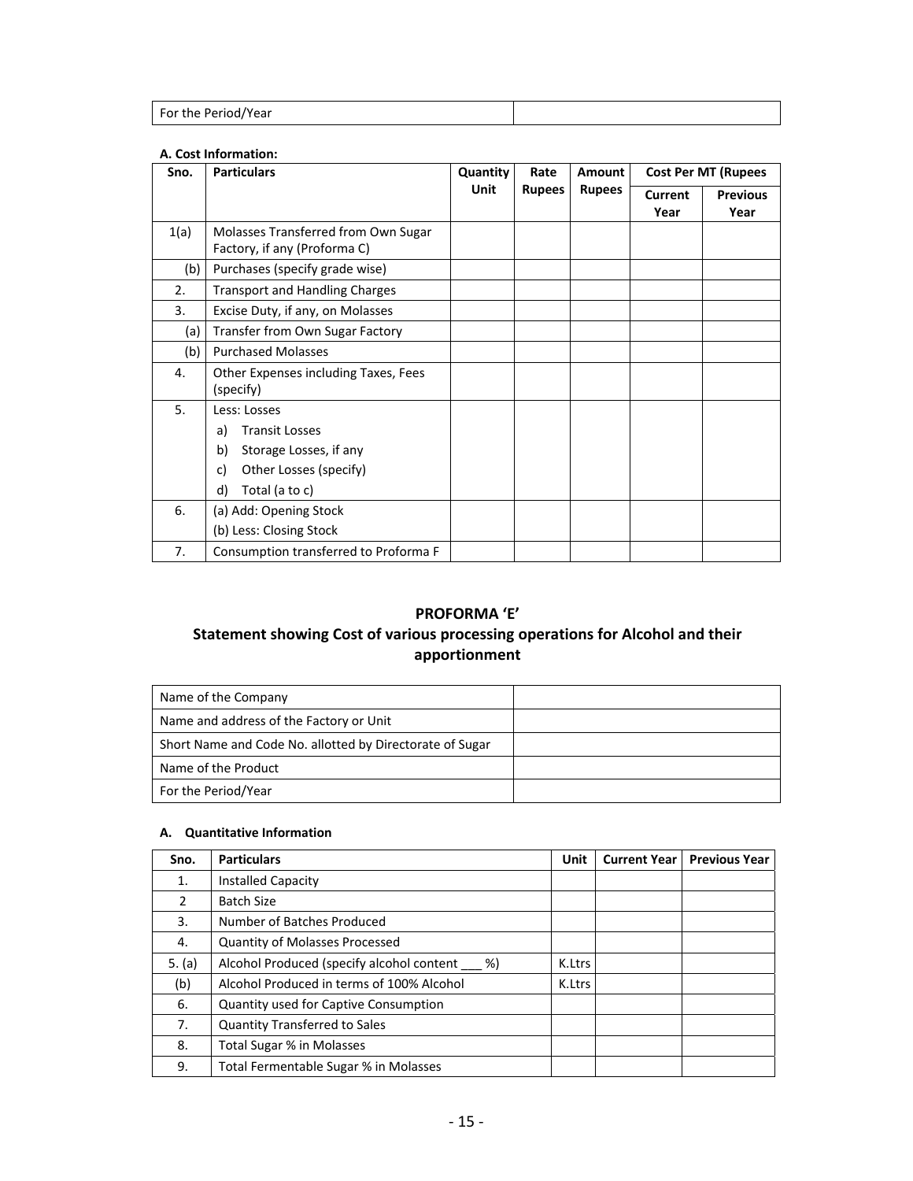| For the Period/Year | |
|---|---|

**A. Cost Information:**

| Sno. | Particulars | Quantity Unit | Rate Rupees | Amount Rupees | Cost Per MT (Rupees | |
|---|---|---|---|---|---|---|
| | | | | | Current Year | Previous Year |
| 1(a) | Molasses Transferred from Own Sugar Factory, if any (Proforma C) | | | | | |
| (b) | Purchases (specify grade wise) | | | | | |
| 2. | Transport and Handling Charges | | | | | |
| 3. | Excise Duty, if any, on Molasses | | | | | |
| (a) | Transfer from Own Sugar Factory | | | | | |
| (b) | Purchased Molasses | | | | | |
| 4. | Other Expenses including Taxes, Fees (specify) | | | | | |
| 5. | Less: Losses<br>a) Transit Losses<br>b) Storage Losses, if any<br>c) Other Losses (specify)<br>d) Total (a to c) | | | | | |
| 6. | (a) Add: Opening Stock<br>(b) Less: Closing Stock | | | | | |
| 7. | Consumption transferred to Proforma F | | | | | |

## PROFORMA 'E'

## Statement showing Cost of various processing operations for Alcohol and their apportionment

| Name of the Company | |
|---|---|
| Name and address of the Factory or Unit | |
| Short Name and Code No. allotted by Directorate of Sugar | |
| Name of the Product | |
| For the Period/Year | |

**A. Quantitative Information**

| Sno. | Particulars | Unit | Current Year | Previous Year |
|---|---|---|---|---|
| 1. | Installed Capacity | | | |
| 2 | Batch Size | | | |
| 3. | Number of Batches Produced | | | |
| 4. | Quantity of Molasses Processed | | | |
| 5. (a) | Alcohol Produced (specify alcohol content ___ %) | K.Ltrs | | |
| (b) | Alcohol Produced in terms of 100% Alcohol | K.Ltrs | | |
| 6. | Quantity used for Captive Consumption | | | |
| 7. | Quantity Transferred to Sales | | | |
| 8. | Total Sugar % in Molasses | | | |
| 9. | Total Fermentable Sugar % in Molasses | | | |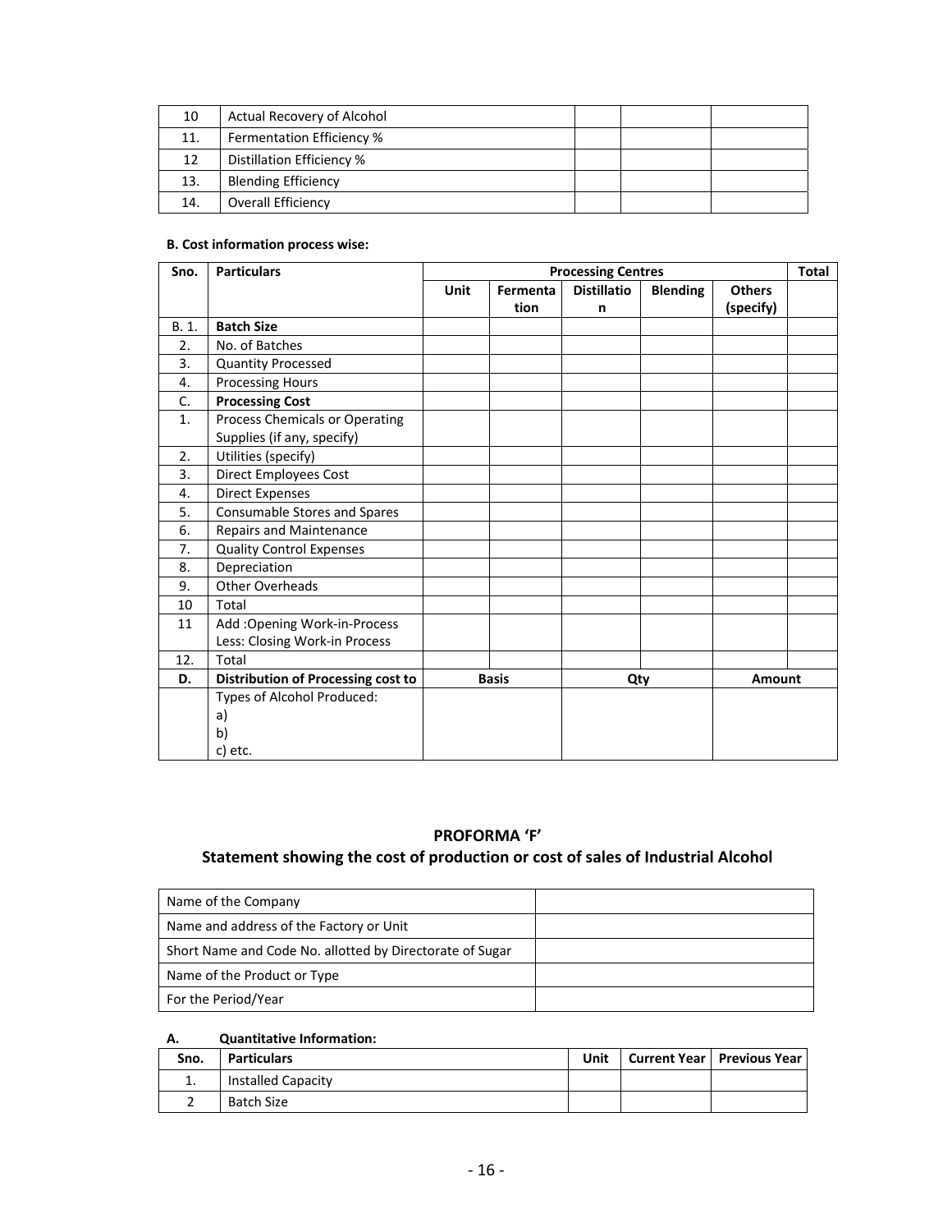| 10 | Actual Recovery of Alcohol | | | |
|---|---|---|---|---|
| 11. | Fermentation Efficiency % | | | |
| 12 | Distillation Efficiency % | | | |
| 13. | Blending Efficiency | | | |
| 14. | Overall Efficiency | | | |

**B. Cost information process wise:**

| Sno. | Particulars | Processing Centres | | | | | Total |
|---|---|---|---|---|---|---|---|
| | | Unit | Fermentation | Distillation | Blending | Others (specify) | |
| B. 1. | **Batch Size** | | | | | | |
| 2. | No. of Batches | | | | | | |
| 3. | Quantity Processed | | | | | | |
| 4. | Processing Hours | | | | | | |
| C. | **Processing Cost** | | | | | | |
| 1. | Process Chemicals or Operating Supplies (if any, specify) | | | | | | |
| 2. | Utilities (specify) | | | | | | |
| 3. | Direct Employees Cost | | | | | | |
| 4. | Direct Expenses | | | | | | |
| 5. | Consumable Stores and Spares | | | | | | |
| 6. | Repairs and Maintenance | | | | | | |
| 7. | Quality Control Expenses | | | | | | |
| 8. | Depreciation | | | | | | |
| 9. | Other Overheads | | | | | | |
| 10 | Total | | | | | | |
| 11 | Add :Opening Work-in-Process<br>Less: Closing Work-in Process | | | | | | |
| 12. | Total | | | | | | |
| **D.** | **Distribution of Processing cost to** | **Basis** | | **Qty** | | **Amount** | |
| | Types of Alcohol Produced:<br>a)<br>b)<br>c) etc. | | | | | | |

## PROFORMA 'F'
## Statement showing the cost of production or cost of sales of Industrial Alcohol

| Name of the Company | |
|---|---|
| Name and address of the Factory or Unit | |
| Short Name and Code No. allotted by Directorate of Sugar | |
| Name of the Product or Type | |
| For the Period/Year | |

**A. Quantitative Information:**

| Sno. | Particulars | Unit | Current Year | Previous Year |
|---|---|---|---|---|
| 1. | Installed Capacity | | | |
| 2 | Batch Size | | | |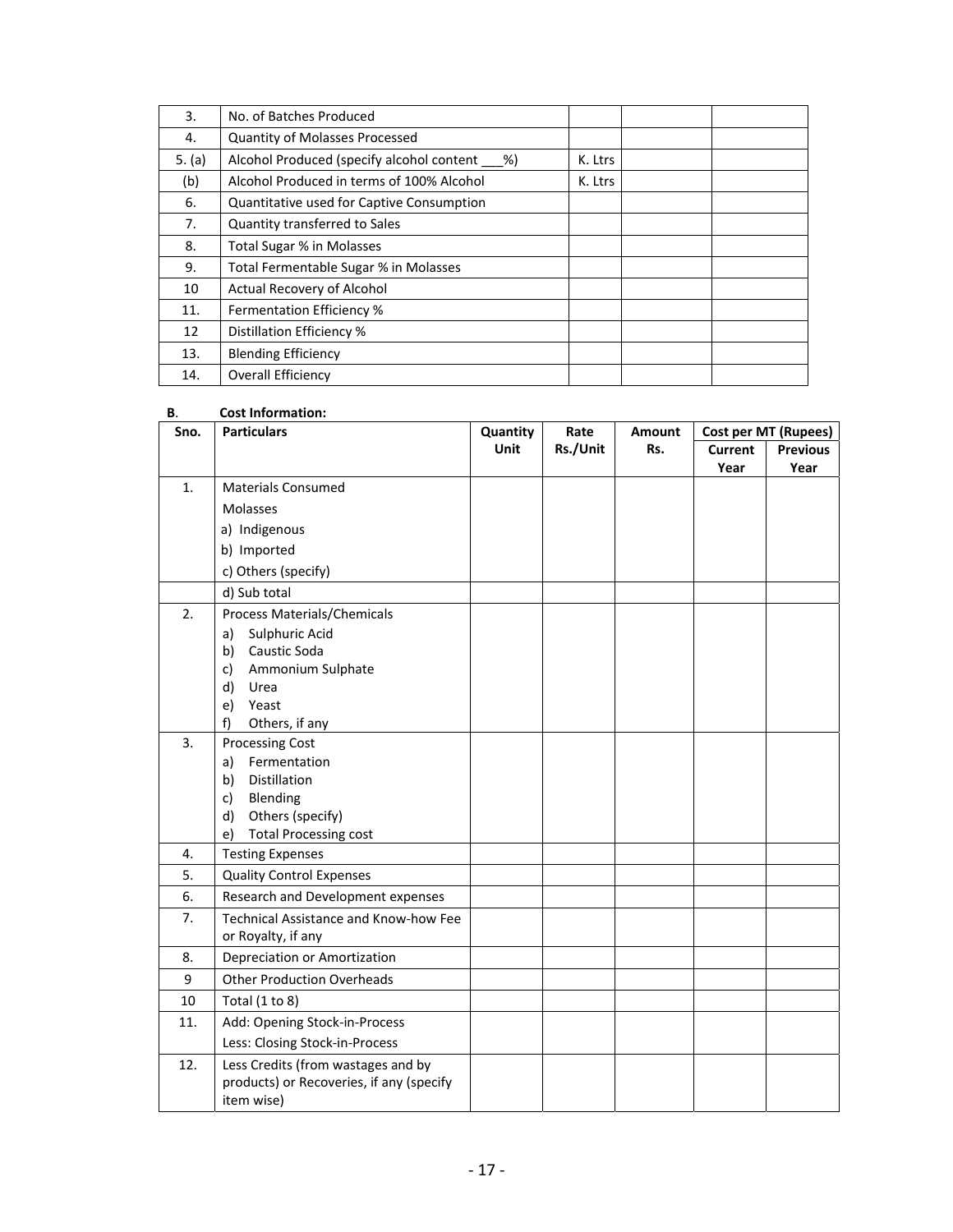| | | | | |
|---|---|---|---|---|
| 3. | No. of Batches Produced | | | |
| 4. | Quantity of Molasses Processed | | | |
| 5. (a) | Alcohol Produced (specify alcohol content ___%) | K. Ltrs | | |
| (b) | Alcohol Produced in terms of 100% Alcohol | K. Ltrs | | |
| 6. | Quantitative used for Captive Consumption | | | |
| 7. | Quantity transferred to Sales | | | |
| 8. | Total Sugar % in Molasses | | | |
| 9. | Total Fermentable Sugar % in Molasses | | | |
| 10 | Actual Recovery of Alcohol | | | |
| 11. | Fermentation Efficiency % | | | |
| 12 | Distillation Efficiency % | | | |
| 13. | Blending Efficiency | | | |
| 14. | Overall Efficiency | | | |

**B. Cost Information:**

| Sno. | Particulars | Quantity Unit | Rate Rs./Unit | Amount Rs. | Cost per MT (Rupees) | |
|---|---|---|---|---|---|---|
| | | | | | Current Year | Previous Year |
| 1. | Materials Consumed<br>Molasses<br>a) Indigenous<br>b) Imported<br>c) Others (specify) | | | | | |
| | d) Sub total | | | | | |
| 2. | Process Materials/Chemicals<br>a) Sulphuric Acid<br>b) Caustic Soda<br>c) Ammonium Sulphate<br>d) Urea<br>e) Yeast<br>f) Others, if any | | | | | |
| 3. | Processing Cost<br>a) Fermentation<br>b) Distillation<br>c) Blending<br>d) Others (specify)<br>e) Total Processing cost | | | | | |
| 4. | Testing Expenses | | | | | |
| 5. | Quality Control Expenses | | | | | |
| 6. | Research and Development expenses | | | | | |
| 7. | Technical Assistance and Know-how Fee or Royalty, if any | | | | | |
| 8. | Depreciation or Amortization | | | | | |
| 9 | Other Production Overheads | | | | | |
| 10 | Total (1 to 8) | | | | | |
| 11. | Add: Opening Stock-in-Process<br>Less: Closing Stock-in-Process | | | | | |
| 12. | Less Credits (from wastages and by products) or Recoveries, if any (specify item wise) | | | | | |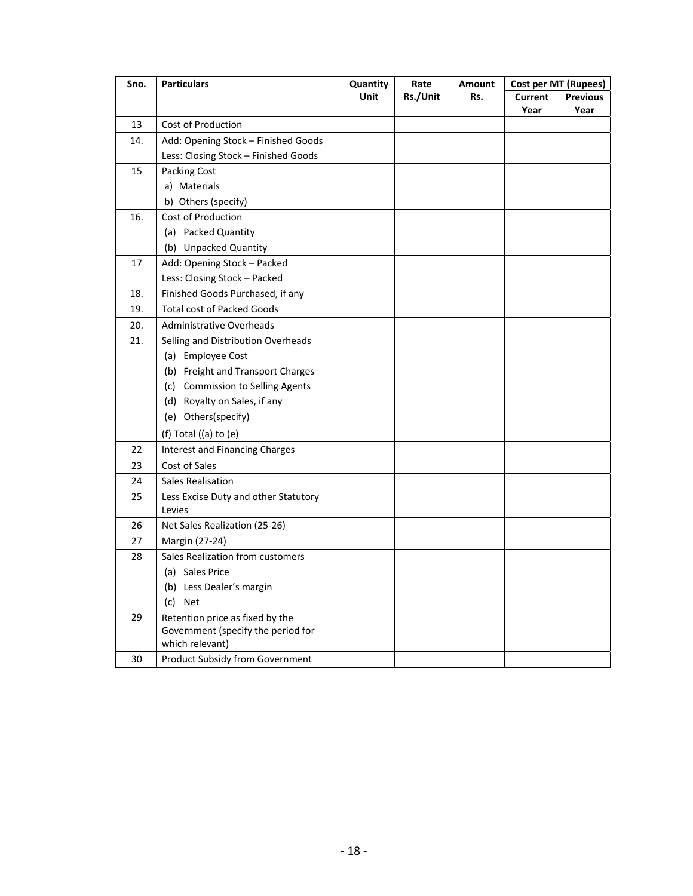| Sno. | Particulars | Quantity Unit | Rate Rs./Unit | Amount Rs. | Cost per MT (Rupees) | |
|---|---|---|---|---|---|---|
| | | | | | Current Year | Previous Year |
| 13 | Cost of Production | | | | | |
| 14. | Add: Opening Stock – Finished Goods<br>Less: Closing Stock – Finished Goods | | | | | |
| 15 | Packing Cost<br>a) Materials<br>b) Others (specify) | | | | | |
| 16. | Cost of Production<br>(a) Packed Quantity<br>(b) Unpacked Quantity | | | | | |
| 17 | Add: Opening Stock – Packed<br>Less: Closing Stock – Packed | | | | | |
| 18. | Finished Goods Purchased, if any | | | | | |
| 19. | Total cost of Packed Goods | | | | | |
| 20. | Administrative Overheads | | | | | |
| 21. | Selling and Distribution Overheads<br>(a) Employee Cost<br>(b) Freight and Transport Charges<br>(c) Commission to Selling Agents<br>(d) Royalty on Sales, if any<br>(e) Others(specify) | | | | | |
| | (f) Total ((a) to (e) | | | | | |
| 22 | Interest and Financing Charges | | | | | |
| 23 | Cost of Sales | | | | | |
| 24 | Sales Realisation | | | | | |
| 25 | Less Excise Duty and other Statutory Levies | | | | | |
| 26 | Net Sales Realization (25-26) | | | | | |
| 27 | Margin (27-24) | | | | | |
| 28 | Sales Realization from customers<br>(a) Sales Price<br>(b) Less Dealer's margin<br>(c) Net | | | | | |
| 29 | Retention price as fixed by the Government (specify the period for which relevant) | | | | | |
| 30 | Product Subsidy from Government | | | | | |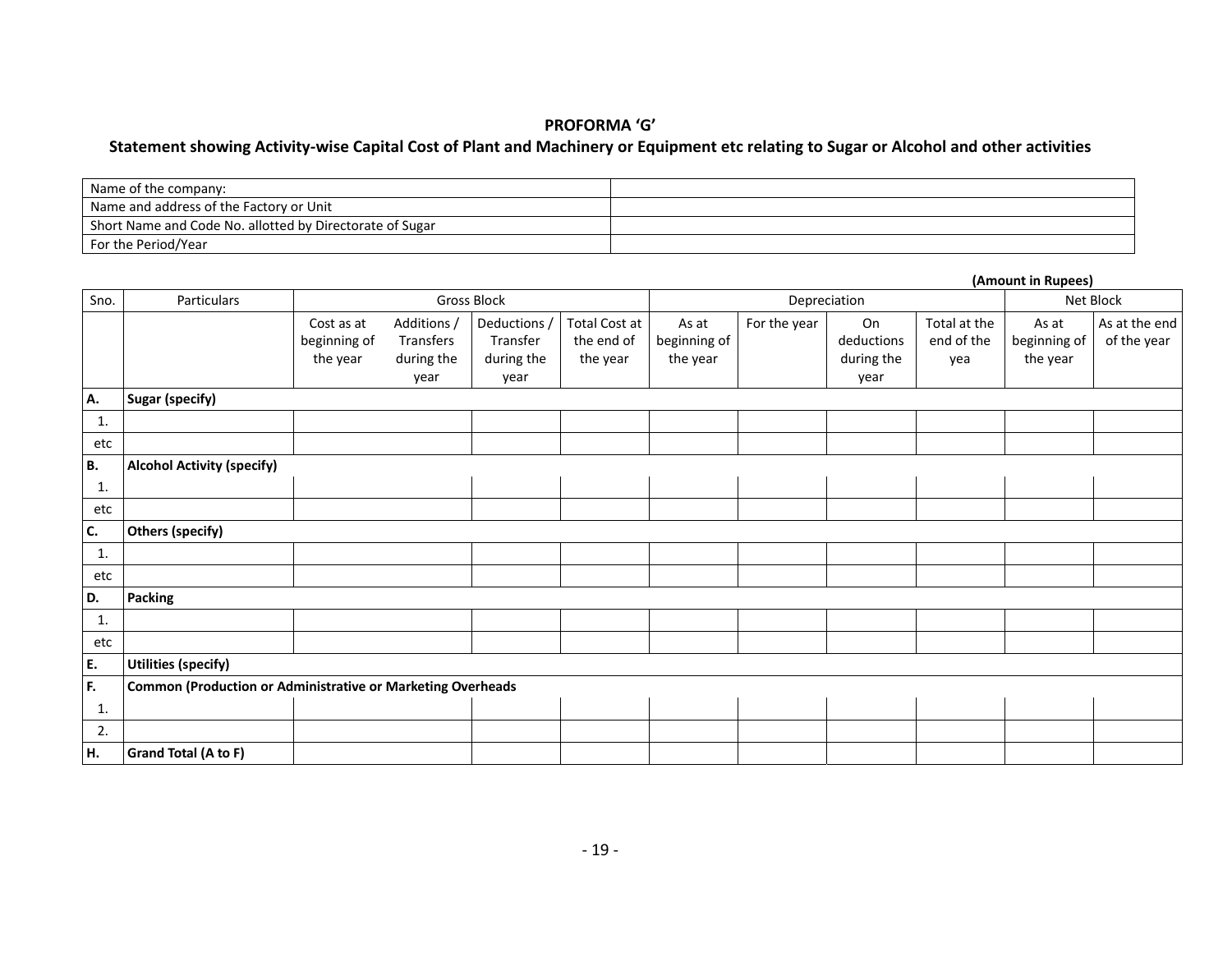**PROFORMA 'G'**

**Statement showing Activity-wise Capital Cost of Plant and Machinery or Equipment etc relating to Sugar or Alcohol and other activities**

| Name of the company: | |
|---|---|
| Name and address of the Factory or Unit | |
| Short Name and Code No. allotted by Directorate of Sugar | |
| For the Period/Year | |

**(Amount in Rupees)**

| Sno. | Particulars | Gross Block | | | | Depreciation | | | | Net Block | |
|---|---|---|---|---|---|---|---|---|---|---|---|
| | | Cost as at beginning of the year | Additions / Transfers during the year | Deductions / Transfer during the year | Total Cost at the end of the year | As at beginning of the year | For the year | On deductions during the year | Total at the end of the yea | As at beginning of the year | As at the end of the year |
| **A.** | **Sugar (specify)** | | | | | | | | | | |
| 1. | | | | | | | | | | | |
| etc | | | | | | | | | | | |
| **B.** | **Alcohol Activity (specify)** | | | | | | | | | | |
| 1. | | | | | | | | | | | |
| etc | | | | | | | | | | | |
| **C.** | **Others (specify)** | | | | | | | | | | |
| 1. | | | | | | | | | | | |
| etc | | | | | | | | | | | |
| **D.** | **Packing** | | | | | | | | | | |
| 1. | | | | | | | | | | | |
| etc | | | | | | | | | | | |
| **E.** | **Utilities (specify)** | | | | | | | | | | |
| **F.** | **Common (Production or Administrative or Marketing Overheads** | | | | | | | | | | |
| 1. | | | | | | | | | | | |
| 2. | | | | | | | | | | | |
| **H.** | **Grand Total (A to F)** | | | | | | | | | | |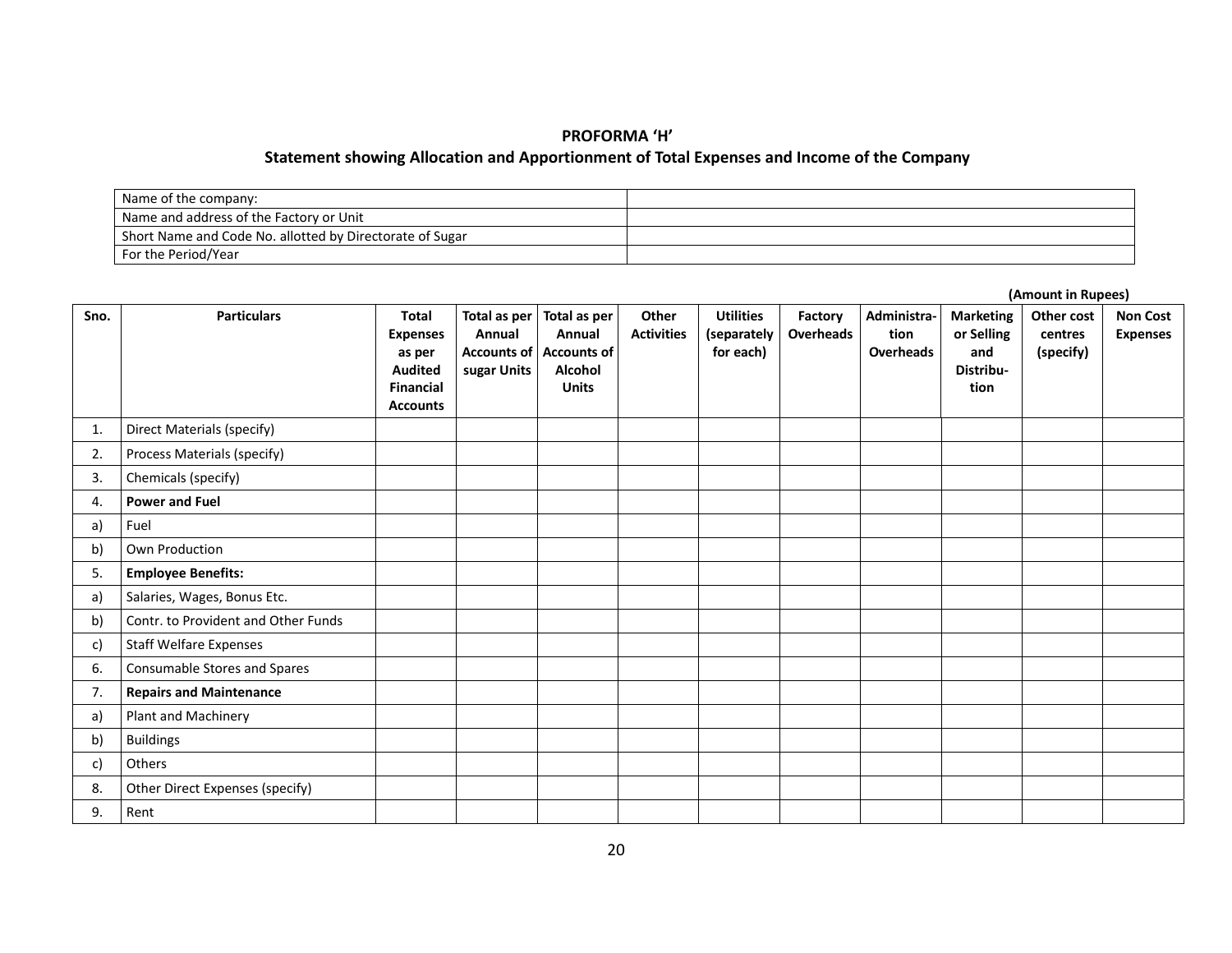**PROFORMA 'H'**

**Statement showing Allocation and Apportionment of Total Expenses and Income of the Company**

| | |
|---|---|
| Name of the company: | |
| Name and address of the Factory or Unit | |
| Short Name and Code No. allotted by Directorate of Sugar | |
| For the Period/Year | |

**(Amount in Rupees)**

| Sno. | Particulars | Total Expenses as per Audited Financial Accounts | Total as per Annual Accounts of sugar Units | Total as per Annual Accounts of Alcohol Units | Other Activities | Utilities (separately for each) | Factory Overheads | Administration Overheads | Marketing or Selling and Distribution | Other cost centres (specify) | Non Cost Expenses |
|---|---|---|---|---|---|---|---|---|---|---|---|
| 1. | Direct Materials (specify) | | | | | | | | | | |
| 2. | Process Materials (specify) | | | | | | | | | | |
| 3. | Chemicals (specify) | | | | | | | | | | |
| 4. | **Power and Fuel** | | | | | | | | | | |
| a) | Fuel | | | | | | | | | | |
| b) | Own Production | | | | | | | | | | |
| 5. | **Employee Benefits:** | | | | | | | | | | |
| a) | Salaries, Wages, Bonus Etc. | | | | | | | | | | |
| b) | Contr. to Provident and Other Funds | | | | | | | | | | |
| c) | Staff Welfare Expenses | | | | | | | | | | |
| 6. | Consumable Stores and Spares | | | | | | | | | | |
| 7. | **Repairs and Maintenance** | | | | | | | | | | |
| a) | Plant and Machinery | | | | | | | | | | |
| b) | Buildings | | | | | | | | | | |
| c) | Others | | | | | | | | | | |
| 8. | Other Direct Expenses (specify) | | | | | | | | | | |
| 9. | Rent | | | | | | | | | | |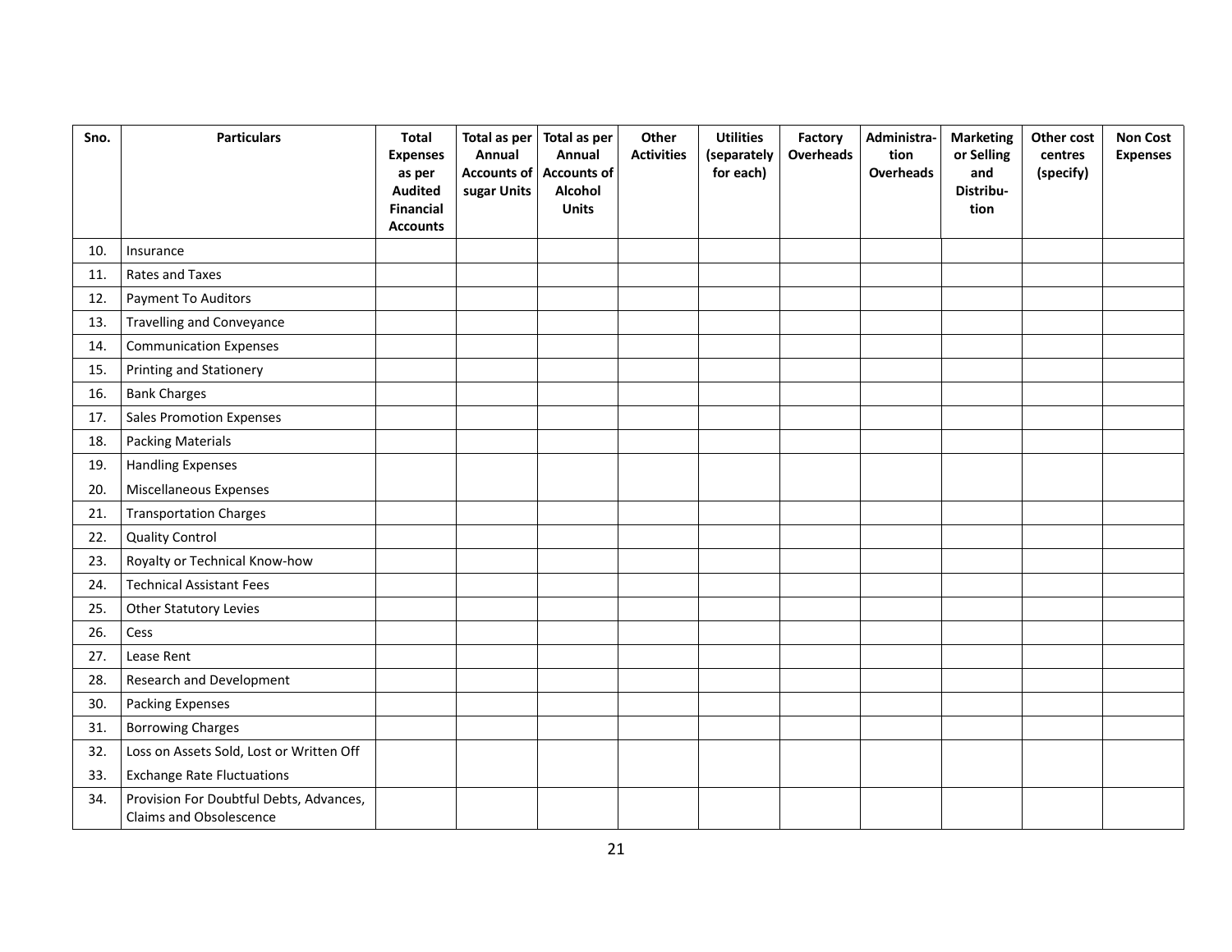| Sno. | Particulars | Total Expenses as per Audited Financial Accounts | Total as per Annual Accounts of sugar Units | Total as per Annual Accounts of Alcohol Units | Other Activities | Utilities (separately for each) | Factory Overheads | Administration Overheads | Marketing or Selling and Distribution | Other cost centres (specify) | Non Cost Expenses |
|---|---|---|---|---|---|---|---|---|---|---|---|
| 10. | Insurance | | | | | | | | | | |
| 11. | Rates and Taxes | | | | | | | | | | |
| 12. | Payment To Auditors | | | | | | | | | | |
| 13. | Travelling and Conveyance | | | | | | | | | | |
| 14. | Communication Expenses | | | | | | | | | | |
| 15. | Printing and Stationery | | | | | | | | | | |
| 16. | Bank Charges | | | | | | | | | | |
| 17. | Sales Promotion Expenses | | | | | | | | | | |
| 18. | Packing Materials | | | | | | | | | | |
| 19. | Handling Expenses | | | | | | | | | | |
| 20. | Miscellaneous Expenses | | | | | | | | | | |
| 21. | Transportation Charges | | | | | | | | | | |
| 22. | Quality Control | | | | | | | | | | |
| 23. | Royalty or Technical Know-how | | | | | | | | | | |
| 24. | Technical Assistant Fees | | | | | | | | | | |
| 25. | Other Statutory Levies | | | | | | | | | | |
| 26. | Cess | | | | | | | | | | |
| 27. | Lease Rent | | | | | | | | | | |
| 28. | Research and Development | | | | | | | | | | |
| 30. | Packing Expenses | | | | | | | | | | |
| 31. | Borrowing Charges | | | | | | | | | | |
| 32. | Loss on Assets Sold, Lost or Written Off | | | | | | | | | | |
| 33. | Exchange Rate Fluctuations | | | | | | | | | | |
| 34. | Provision For Doubtful Debts, Advances, Claims and Obsolescence | | | | | | | | | | |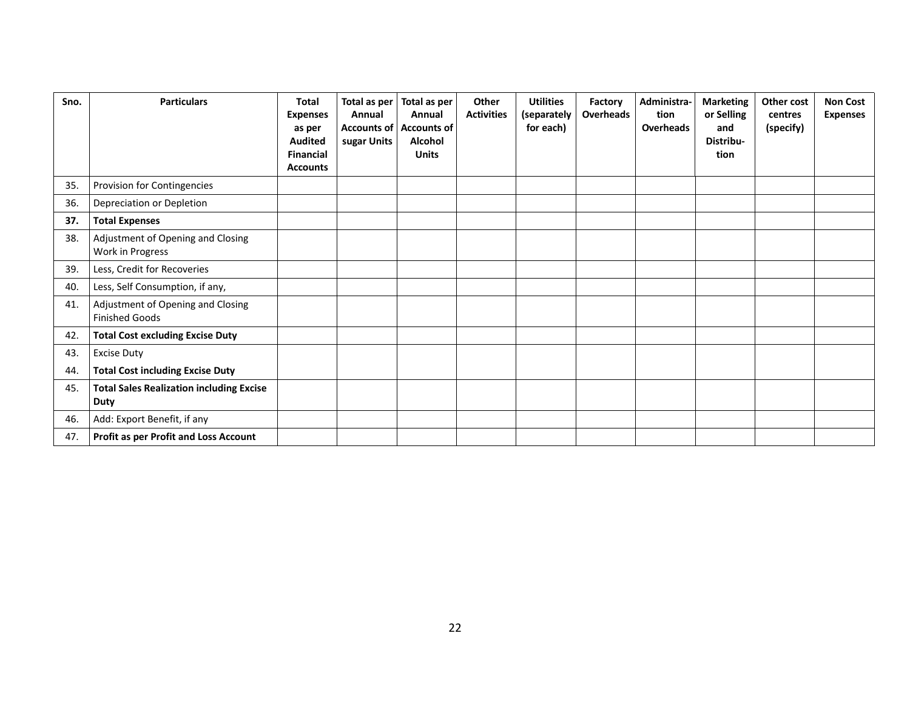| Sno. | Particulars | Total Expenses as per Audited Financial Accounts | Total as per Annual Accounts of sugar Units | Total as per Annual Accounts of Alcohol Units | Other Activities | Utilities (separately for each) | Factory Overheads | Administration Overheads | Marketing or Selling and Distribution | Other cost centres (specify) | Non Cost Expenses |
|---|---|---|---|---|---|---|---|---|---|---|---|
| 35. | Provision for Contingencies | | | | | | | | | | |
| 36. | Depreciation or Depletion | | | | | | | | | | |
| **37.** | **Total Expenses** | | | | | | | | | | |
| 38. | Adjustment of Opening and Closing Work in Progress | | | | | | | | | | |
| 39. | Less, Credit for Recoveries | | | | | | | | | | |
| 40. | Less, Self Consumption, if any, | | | | | | | | | | |
| 41. | Adjustment of Opening and Closing Finished Goods | | | | | | | | | | |
| 42. | **Total Cost excluding Excise Duty** | | | | | | | | | | |
| 43. | Excise Duty | | | | | | | | | | |
| 44. | **Total Cost including Excise Duty** | | | | | | | | | | |
| 45. | **Total Sales Realization including Excise Duty** | | | | | | | | | | |
| 46. | Add: Export Benefit, if any | | | | | | | | | | |
| 47. | **Profit as per Profit and Loss Account** | | | | | | | | | | |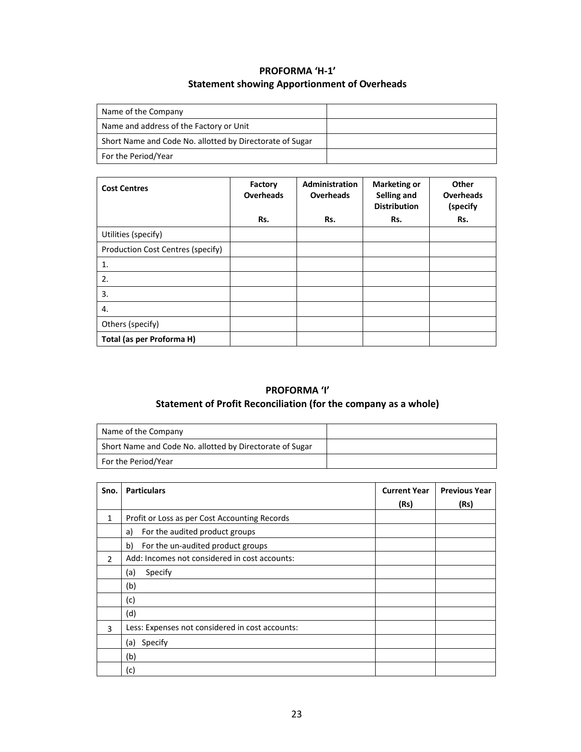## PROFORMA 'H-1'
## Statement showing Apportionment of Overheads

| | |
|---|---|
| Name of the Company | |
| Name and address of the Factory or Unit | |
| Short Name and Code No. allotted by Directorate of Sugar | |
| For the Period/Year | |

| Cost Centres | Factory Overheads<br>Rs. | Administration Overheads<br>Rs. | Marketing or Selling and Distribution<br>Rs. | Other Overheads (specify<br>Rs. |
|---|---|---|---|---|
| Utilities (specify) | | | | |
| Production Cost Centres (specify) | | | | |
| 1. | | | | |
| 2. | | | | |
| 3. | | | | |
| 4. | | | | |
| Others (specify) | | | | |
| **Total (as per Proforma H)** | | | | |

## PROFORMA 'I'
## Statement of Profit Reconciliation (for the company as a whole)

| | |
|---|---|
| Name of the Company | |
| Short Name and Code No. allotted by Directorate of Sugar | |
| For the Period/Year | |

| Sno. | Particulars | Current Year (Rs) | Previous Year (Rs) |
|---|---|---|---|
| 1 | Profit or Loss as per Cost Accounting Records | | |
| | a) For the audited product groups | | |
| | b) For the un-audited product groups | | |
| 2 | Add: Incomes not considered in cost accounts: | | |
| | (a) Specify | | |
| | (b) | | |
| | (c) | | |
| | (d) | | |
| 3 | Less: Expenses not considered in cost accounts: | | |
| | (a) Specify | | |
| | (b) | | |
| | (c) | | |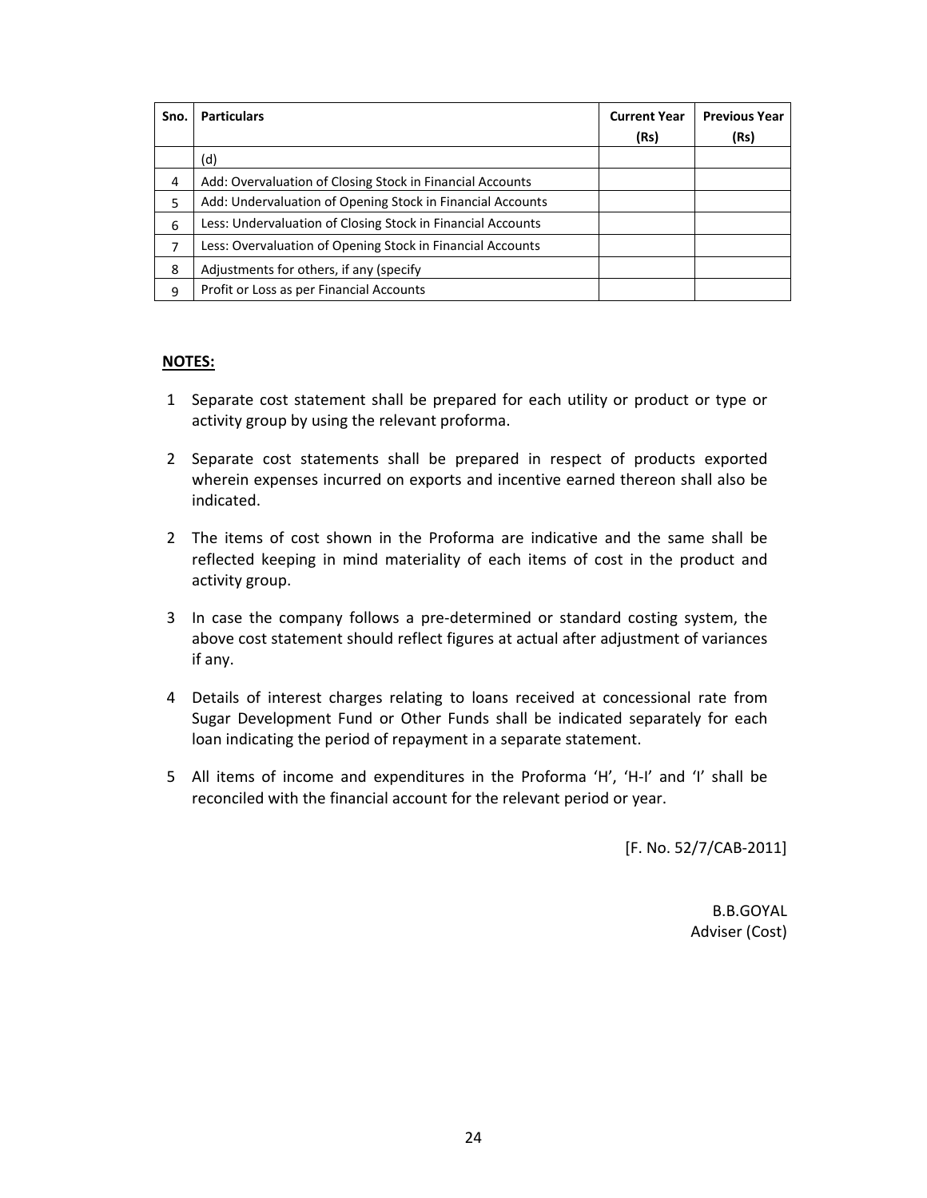| Sno. | Particulars | Current Year (Rs) | Previous Year (Rs) |
|---|---|---|---|
| | (d) | | |
| 4 | Add: Overvaluation of Closing Stock in Financial Accounts | | |
| 5 | Add: Undervaluation of Opening Stock in Financial Accounts | | |
| 6 | Less: Undervaluation of Closing Stock in Financial Accounts | | |
| 7 | Less: Overvaluation of Opening Stock in Financial Accounts | | |
| 8 | Adjustments for others, if any (specify | | |
| 9 | Profit or Loss as per Financial Accounts | | |

**NOTES:**

1 Separate cost statement shall be prepared for each utility or product or type or activity group by using the relevant proforma.

2 Separate cost statements shall be prepared in respect of products exported wherein expenses incurred on exports and incentive earned thereon shall also be indicated.

2 The items of cost shown in the Proforma are indicative and the same shall be reflected keeping in mind materiality of each items of cost in the product and activity group.

3 In case the company follows a pre-determined or standard costing system, the above cost statement should reflect figures at actual after adjustment of variances if any.

4 Details of interest charges relating to loans received at concessional rate from Sugar Development Fund or Other Funds shall be indicated separately for each loan indicating the period of repayment in a separate statement.

5 All items of income and expenditures in the Proforma 'H', 'H-I' and 'I' shall be reconciled with the financial account for the relevant period or year.

[F. No. 52/7/CAB-2011]

B.B.GOYAL
Adviser (Cost)